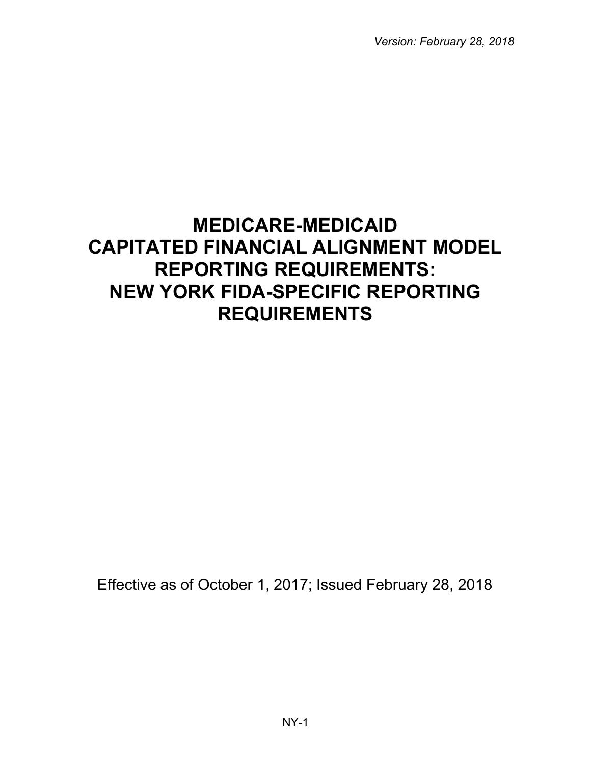*Version: February 28, 2018*

# MEDICARE-MEDICAID CAPITATED FINANCIAL ALIGNMENT MODEL REPORTING REQUIREMENTS: NEW YORK FIDA-SPECIFIC REPORTING REQUIREMENTS

Effective as of October 1, 2017; Issued February 28, 2018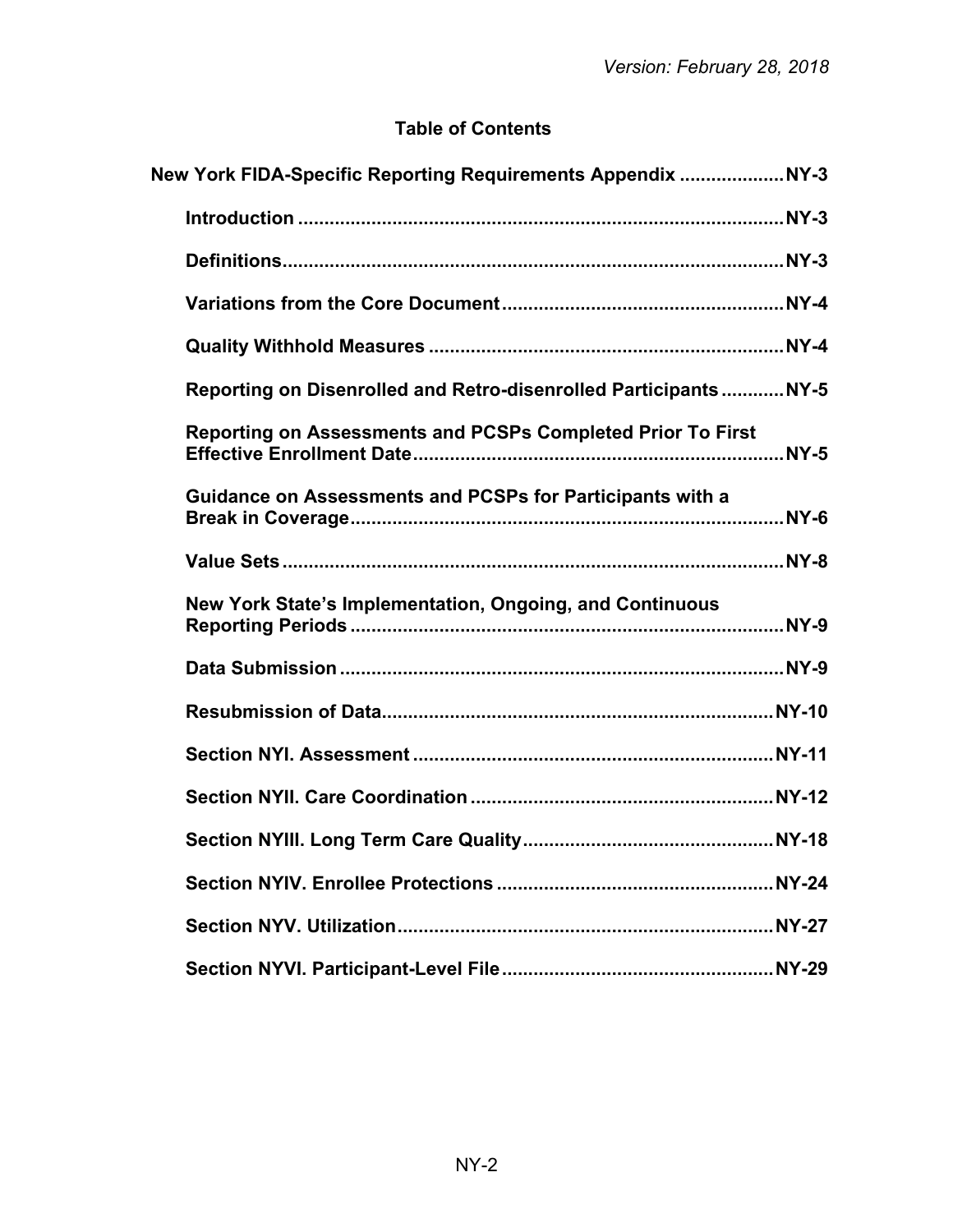# Table of Contents

**New York FIDA-Specific Reporting Requirements Appendix** .................... NY-3

- **Introduction** .......................................................................................... NY-3
- **Definitions** .............................................................................................. NY-3
- **Variations from the Core Document** ..................................................... NY-4
- **Quality Withhold Measures** .................................................................. NY-4
- **Reporting on Disenrolled and Retro-disenrolled Participants** ........... NY-5
- **Reporting on Assessments and PCSPs Completed Prior To First Effective Enrollment Date** ...................................................................... NY-5
- **Guidance on Assessments and PCSPs for Participants with a Break in Coverage** ................................................................................. NY-6
- **Value Sets** ............................................................................................... NY-8
- **New York State's Implementation, Ongoing, and Continuous Reporting Periods** ................................................................................. NY-9
- **Data Submission** .................................................................................... NY-9
- **Resubmission of Data** ......................................................................... NY-10
- **Section NYI. Assessment** .................................................................... NY-11
- **Section NYII. Care Coordination** ........................................................ NY-12
- **Section NYIII. Long Term Care Quality** .............................................. NY-18
- **Section NYIV. Enrollee Protections** .................................................... NY-24
- **Section NYV. Utilization** ...................................................................... NY-27
- **Section NYVI. Participant-Level File** ................................................... NY-29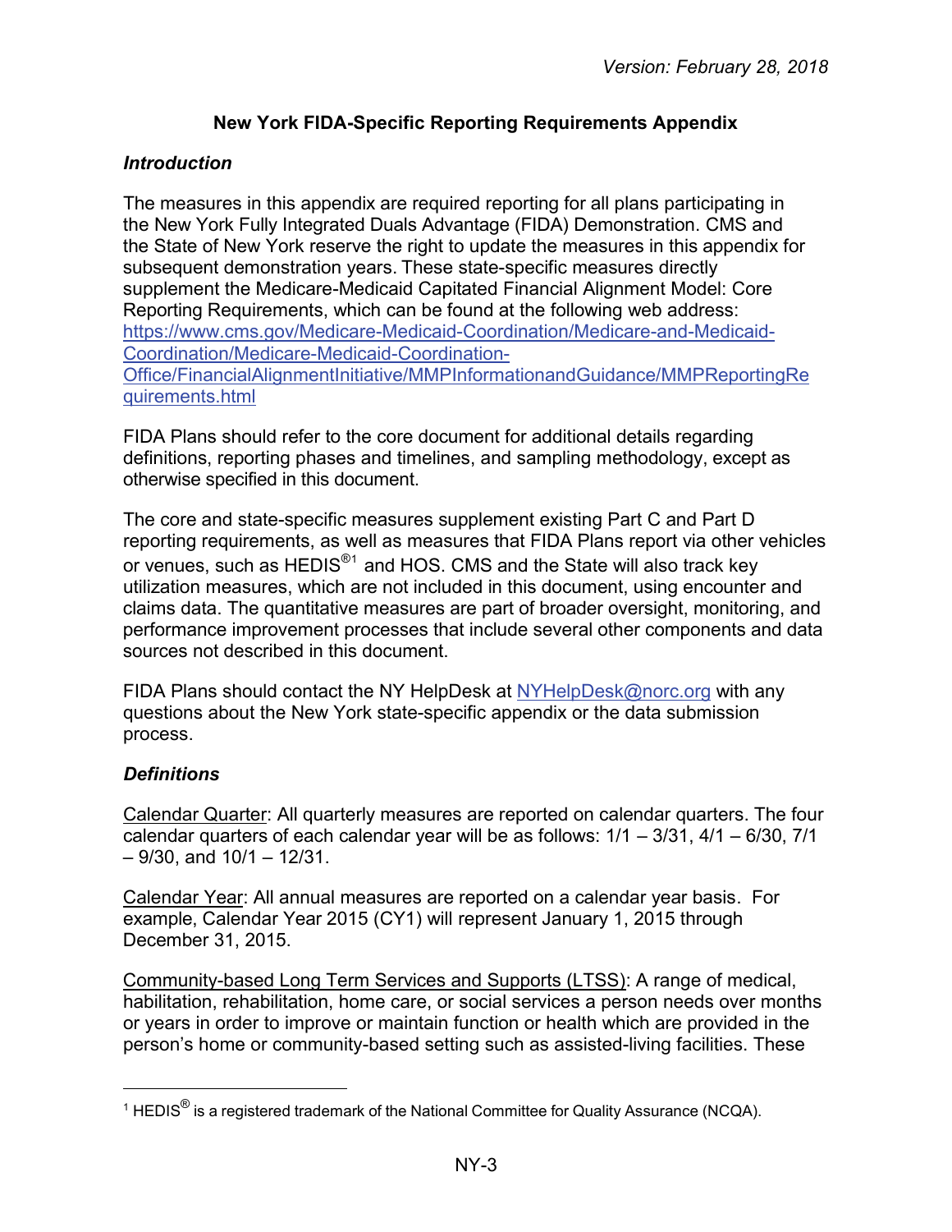# New York FIDA-Specific Reporting Requirements Appendix

## *Introduction*

The measures in this appendix are required reporting for all plans participating in the New York Fully Integrated Duals Advantage (FIDA) Demonstration. CMS and the State of New York reserve the right to update the measures in this appendix for subsequent demonstration years. These state-specific measures directly supplement the Medicare-Medicaid Capitated Financial Alignment Model: Core Reporting Requirements, which can be found at the following web address: [https://www.cms.gov/Medicare-Medicaid-Coordination/Medicare-and-Medicaid-Coordination/Medicare-Medicaid-Coordination-Office/FinancialAlignmentInitiative/MMPInformationandGuidance/MMPReportingRequirements.html](https://www.cms.gov/Medicare-Medicaid-Coordination/Medicare-and-Medicaid-Coordination/Medicare-Medicaid-Coordination-Office/FinancialAlignmentInitiative/MMPInformationandGuidance/MMPReportingRequirements.html)

FIDA Plans should refer to the core document for additional details regarding definitions, reporting phases and timelines, and sampling methodology, except as otherwise specified in this document.

The core and state-specific measures supplement existing Part C and Part D reporting requirements, as well as measures that FIDA Plans report via other vehicles or venues, such as HEDIS®[1] and HOS. CMS and the State will also track key utilization measures, which are not included in this document, using encounter and claims data. The quantitative measures are part of broader oversight, monitoring, and performance improvement processes that include several other components and data sources not described in this document.

FIDA Plans should contact the NY HelpDesk at [NYHelpDesk@norc.org](mailto:NYHelpDesk@norc.org) with any questions about the New York state-specific appendix or the data submission process.

## *Definitions*

Calendar Quarter: All quarterly measures are reported on calendar quarters. The four calendar quarters of each calendar year will be as follows: 1/1 – 3/31, 4/1 – 6/30, 7/1 – 9/30, and 10/1 – 12/31.

Calendar Year: All annual measures are reported on a calendar year basis. For example, Calendar Year 2015 (CY1) will represent January 1, 2015 through December 31, 2015.

Community-based Long Term Services and Supports (LTSS): A range of medical, habilitation, rehabilitation, home care, or social services a person needs over months or years in order to improve or maintain function or health which are provided in the person's home or community-based setting such as assisted-living facilities. These

[1] HEDIS® is a registered trademark of the National Committee for Quality Assurance (NCQA).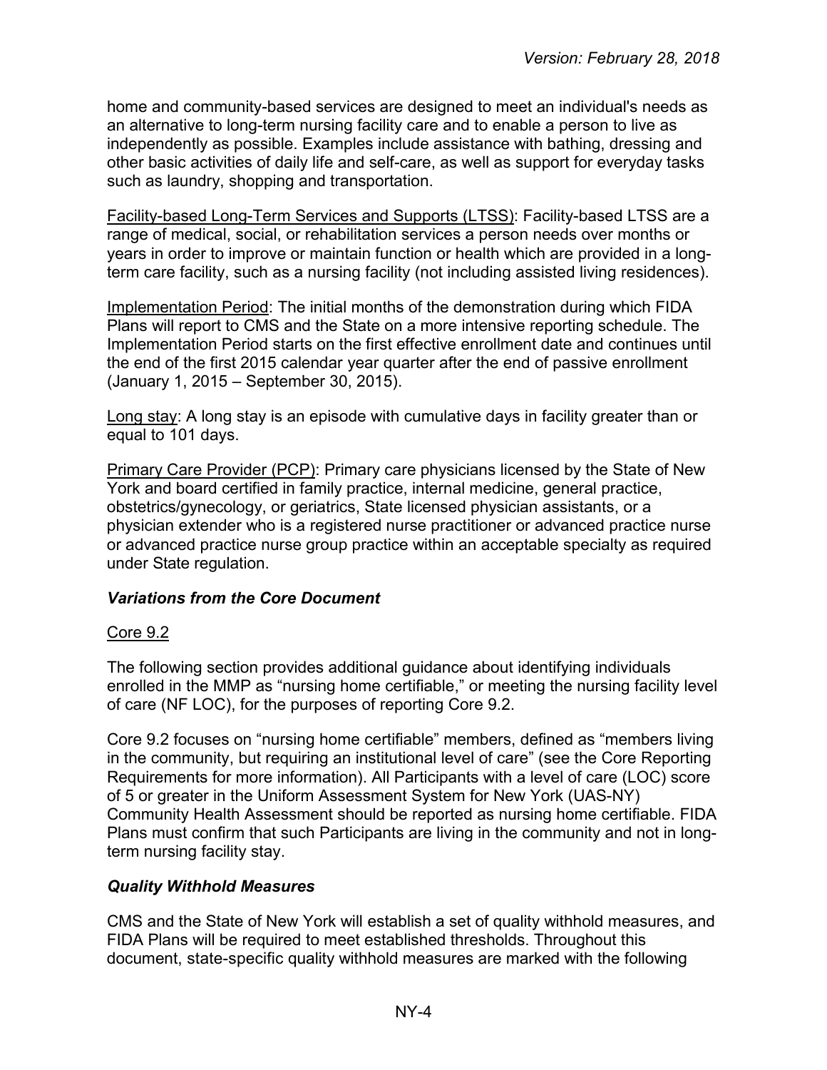home and community-based services are designed to meet an individual's needs as an alternative to long-term nursing facility care and to enable a person to live as independently as possible. Examples include assistance with bathing, dressing and other basic activities of daily life and self-care, as well as support for everyday tasks such as laundry, shopping and transportation.

Facility-based Long-Term Services and Supports (LTSS): Facility-based LTSS are a range of medical, social, or rehabilitation services a person needs over months or years in order to improve or maintain function or health which are provided in a long-term care facility, such as a nursing facility (not including assisted living residences).

Implementation Period: The initial months of the demonstration during which FIDA Plans will report to CMS and the State on a more intensive reporting schedule. The Implementation Period starts on the first effective enrollment date and continues until the end of the first 2015 calendar year quarter after the end of passive enrollment (January 1, 2015 – September 30, 2015).

Long stay: A long stay is an episode with cumulative days in facility greater than or equal to 101 days.

Primary Care Provider (PCP): Primary care physicians licensed by the State of New York and board certified in family practice, internal medicine, general practice, obstetrics/gynecology, or geriatrics, State licensed physician assistants, or a physician extender who is a registered nurse practitioner or advanced practice nurse or advanced practice nurse group practice within an acceptable specialty as required under State regulation.

### *Variations from the Core Document*

Core 9.2

The following section provides additional guidance about identifying individuals enrolled in the MMP as "nursing home certifiable," or meeting the nursing facility level of care (NF LOC), for the purposes of reporting Core 9.2.

Core 9.2 focuses on "nursing home certifiable" members, defined as "members living in the community, but requiring an institutional level of care" (see the Core Reporting Requirements for more information). All Participants with a level of care (LOC) score of 5 or greater in the Uniform Assessment System for New York (UAS-NY) Community Health Assessment should be reported as nursing home certifiable. FIDA Plans must confirm that such Participants are living in the community and not in long-term nursing facility stay.

### *Quality Withhold Measures*

CMS and the State of New York will establish a set of quality withhold measures, and FIDA Plans will be required to meet established thresholds. Throughout this document, state-specific quality withhold measures are marked with the following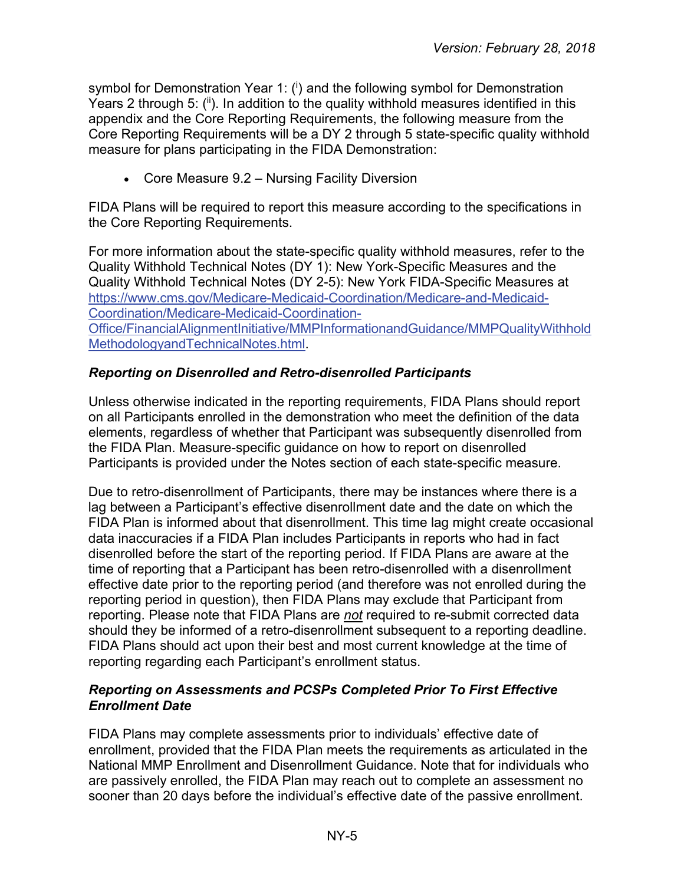symbol for Demonstration Year 1: ([i]) and the following symbol for Demonstration Years 2 through 5: ([ii]). In addition to the quality withhold measures identified in this appendix and the Core Reporting Requirements, the following measure from the Core Reporting Requirements will be a DY 2 through 5 state-specific quality withhold measure for plans participating in the FIDA Demonstration:

- Core Measure 9.2 – Nursing Facility Diversion

FIDA Plans will be required to report this measure according to the specifications in the Core Reporting Requirements.

For more information about the state-specific quality withhold measures, refer to the Quality Withhold Technical Notes (DY 1): New York-Specific Measures and the Quality Withhold Technical Notes (DY 2-5): New York FIDA-Specific Measures at [https://www.cms.gov/Medicare-Medicaid-Coordination/Medicare-and-Medicaid-Coordination/Medicare-Medicaid-Coordination-Office/FinancialAlignmentInitiative/MMPInformationandGuidance/MMPQualityWithholdMethodologyandTechnicalNotes.html](https://www.cms.gov/Medicare-Medicaid-Coordination/Medicare-and-Medicaid-Coordination/Medicare-Medicaid-Coordination-Office/FinancialAlignmentInitiative/MMPInformationandGuidance/MMPQualityWithholdMethodologyandTechnicalNotes.html).

### *Reporting on Disenrolled and Retro-disenrolled Participants*

Unless otherwise indicated in the reporting requirements, FIDA Plans should report on all Participants enrolled in the demonstration who meet the definition of the data elements, regardless of whether that Participant was subsequently disenrolled from the FIDA Plan. Measure-specific guidance on how to report on disenrolled Participants is provided under the Notes section of each state-specific measure.

Due to retro-disenrollment of Participants, there may be instances where there is a lag between a Participant's effective disenrollment date and the date on which the FIDA Plan is informed about that disenrollment. This time lag might create occasional data inaccuracies if a FIDA Plan includes Participants in reports who had in fact disenrolled before the start of the reporting period. If FIDA Plans are aware at the time of reporting that a Participant has been retro-disenrolled with a disenrollment effective date prior to the reporting period (and therefore was not enrolled during the reporting period in question), then FIDA Plans may exclude that Participant from reporting. Please note that FIDA Plans are ***not*** required to re-submit corrected data should they be informed of a retro-disenrollment subsequent to a reporting deadline. FIDA Plans should act upon their best and most current knowledge at the time of reporting regarding each Participant's enrollment status.

### *Reporting on Assessments and PCSPs Completed Prior To First Effective Enrollment Date*

FIDA Plans may complete assessments prior to individuals' effective date of enrollment, provided that the FIDA Plan meets the requirements as articulated in the National MMP Enrollment and Disenrollment Guidance. Note that for individuals who are passively enrolled, the FIDA Plan may reach out to complete an assessment no sooner than 20 days before the individual's effective date of the passive enrollment.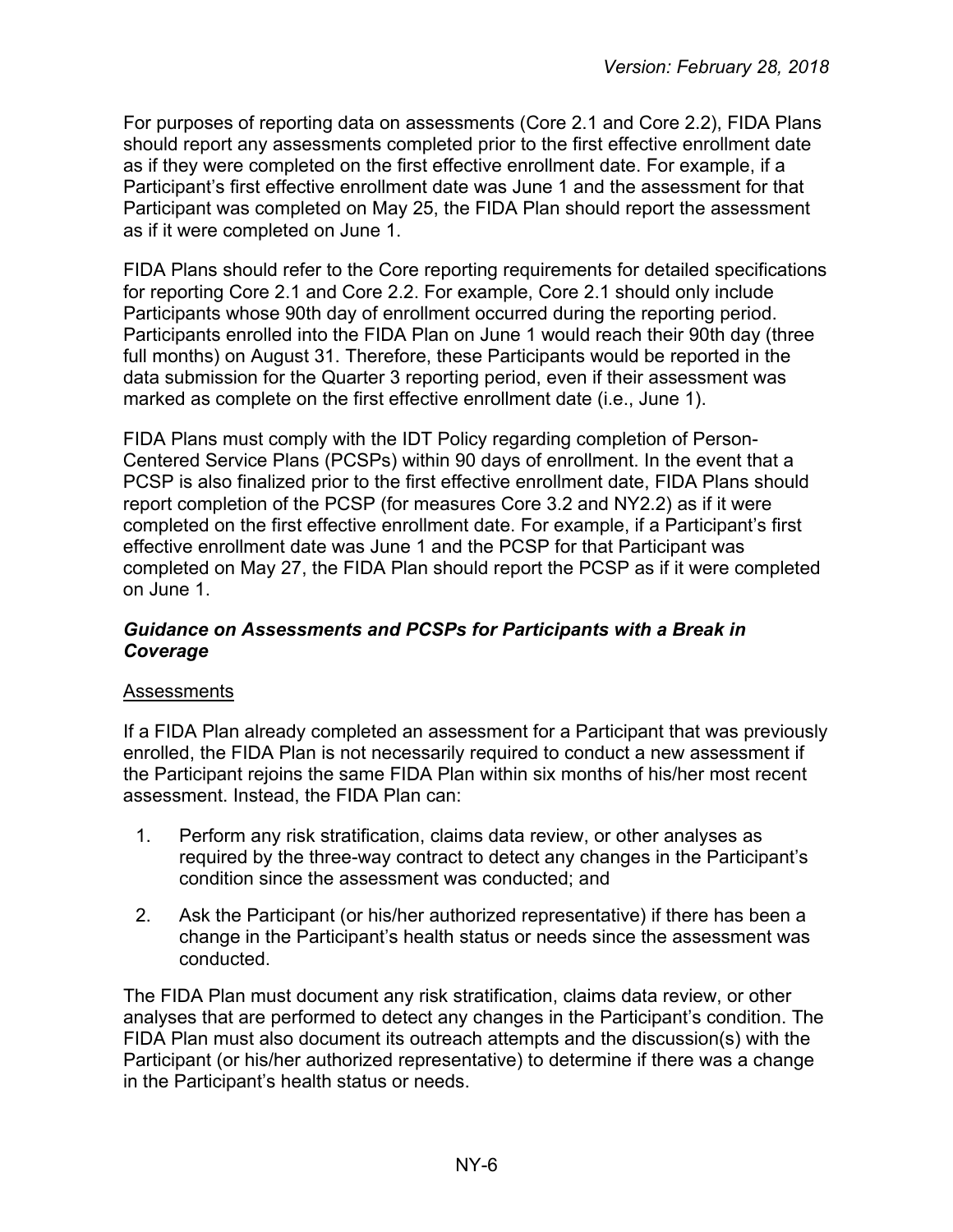For purposes of reporting data on assessments (Core 2.1 and Core 2.2), FIDA Plans should report any assessments completed prior to the first effective enrollment date as if they were completed on the first effective enrollment date. For example, if a Participant's first effective enrollment date was June 1 and the assessment for that Participant was completed on May 25, the FIDA Plan should report the assessment as if it were completed on June 1.

FIDA Plans should refer to the Core reporting requirements for detailed specifications for reporting Core 2.1 and Core 2.2. For example, Core 2.1 should only include Participants whose 90th day of enrollment occurred during the reporting period. Participants enrolled into the FIDA Plan on June 1 would reach their 90th day (three full months) on August 31. Therefore, these Participants would be reported in the data submission for the Quarter 3 reporting period, even if their assessment was marked as complete on the first effective enrollment date (i.e., June 1).

FIDA Plans must comply with the IDT Policy regarding completion of Person-Centered Service Plans (PCSPs) within 90 days of enrollment. In the event that a PCSP is also finalized prior to the first effective enrollment date, FIDA Plans should report completion of the PCSP (for measures Core 3.2 and NY2.2) as if it were completed on the first effective enrollment date. For example, if a Participant's first effective enrollment date was June 1 and the PCSP for that Participant was completed on May 27, the FIDA Plan should report the PCSP as if it were completed on June 1.

### *Guidance on Assessments and PCSPs for Participants with a Break in Coverage*

Assessments

If a FIDA Plan already completed an assessment for a Participant that was previously enrolled, the FIDA Plan is not necessarily required to conduct a new assessment if the Participant rejoins the same FIDA Plan within six months of his/her most recent assessment. Instead, the FIDA Plan can:

1. Perform any risk stratification, claims data review, or other analyses as required by the three-way contract to detect any changes in the Participant's condition since the assessment was conducted; and
2. Ask the Participant (or his/her authorized representative) if there has been a change in the Participant's health status or needs since the assessment was conducted.

The FIDA Plan must document any risk stratification, claims data review, or other analyses that are performed to detect any changes in the Participant's condition. The FIDA Plan must also document its outreach attempts and the discussion(s) with the Participant (or his/her authorized representative) to determine if there was a change in the Participant's health status or needs.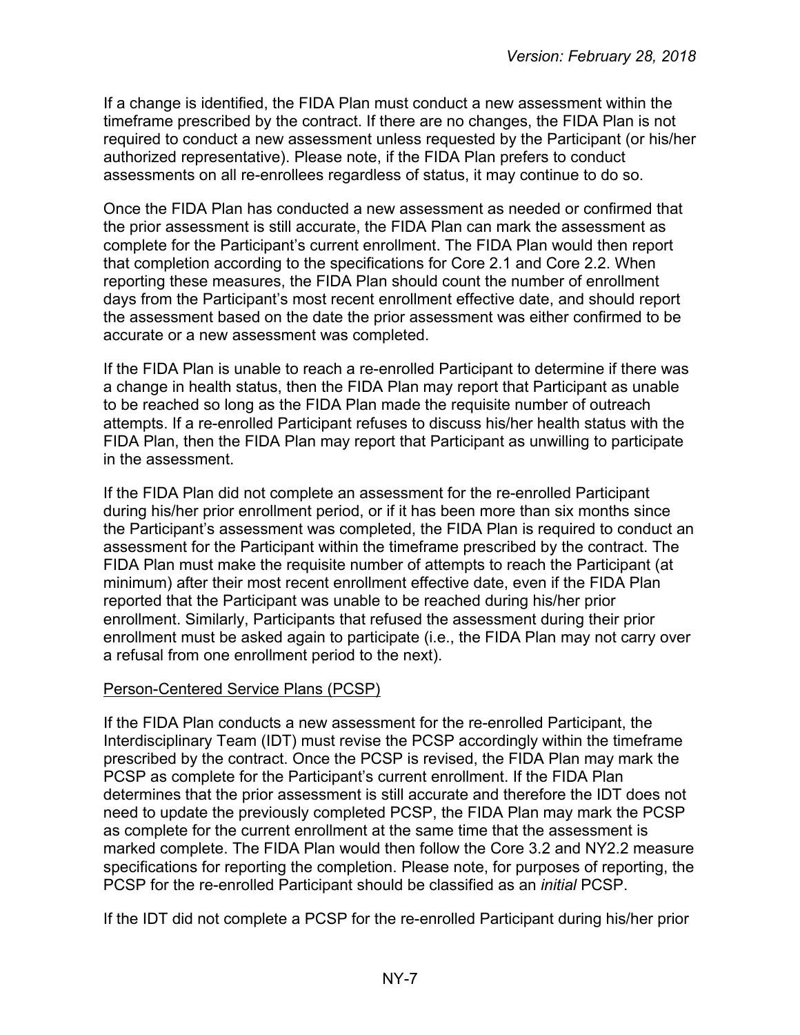If a change is identified, the FIDA Plan must conduct a new assessment within the timeframe prescribed by the contract. If there are no changes, the FIDA Plan is not required to conduct a new assessment unless requested by the Participant (or his/her authorized representative). Please note, if the FIDA Plan prefers to conduct assessments on all re-enrollees regardless of status, it may continue to do so.

Once the FIDA Plan has conducted a new assessment as needed or confirmed that the prior assessment is still accurate, the FIDA Plan can mark the assessment as complete for the Participant's current enrollment. The FIDA Plan would then report that completion according to the specifications for Core 2.1 and Core 2.2. When reporting these measures, the FIDA Plan should count the number of enrollment days from the Participant's most recent enrollment effective date, and should report the assessment based on the date the prior assessment was either confirmed to be accurate or a new assessment was completed.

If the FIDA Plan is unable to reach a re-enrolled Participant to determine if there was a change in health status, then the FIDA Plan may report that Participant as unable to be reached so long as the FIDA Plan made the requisite number of outreach attempts. If a re-enrolled Participant refuses to discuss his/her health status with the FIDA Plan, then the FIDA Plan may report that Participant as unwilling to participate in the assessment.

If the FIDA Plan did not complete an assessment for the re-enrolled Participant during his/her prior enrollment period, or if it has been more than six months since the Participant's assessment was completed, the FIDA Plan is required to conduct an assessment for the Participant within the timeframe prescribed by the contract. The FIDA Plan must make the requisite number of attempts to reach the Participant (at minimum) after their most recent enrollment effective date, even if the FIDA Plan reported that the Participant was unable to be reached during his/her prior enrollment. Similarly, Participants that refused the assessment during their prior enrollment must be asked again to participate (i.e., the FIDA Plan may not carry over a refusal from one enrollment period to the next).

Person-Centered Service Plans (PCSP)

If the FIDA Plan conducts a new assessment for the re-enrolled Participant, the Interdisciplinary Team (IDT) must revise the PCSP accordingly within the timeframe prescribed by the contract. Once the PCSP is revised, the FIDA Plan may mark the PCSP as complete for the Participant's current enrollment. If the FIDA Plan determines that the prior assessment is still accurate and therefore the IDT does not need to update the previously completed PCSP, the FIDA Plan may mark the PCSP as complete for the current enrollment at the same time that the assessment is marked complete. The FIDA Plan would then follow the Core 3.2 and NY2.2 measure specifications for reporting the completion. Please note, for purposes of reporting, the PCSP for the re-enrolled Participant should be classified as an *initial* PCSP.

If the IDT did not complete a PCSP for the re-enrolled Participant during his/her prior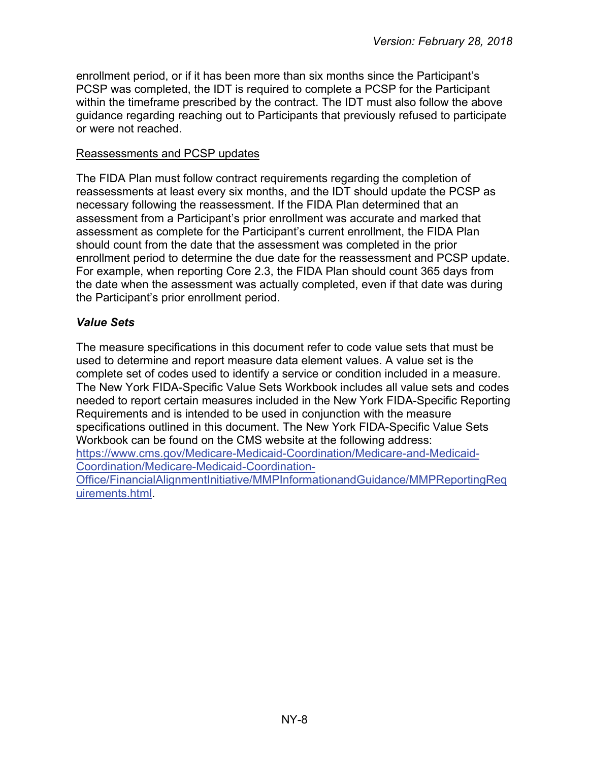enrollment period, or if it has been more than six months since the Participant's PCSP was completed, the IDT is required to complete a PCSP for the Participant within the timeframe prescribed by the contract. The IDT must also follow the above guidance regarding reaching out to Participants that previously refused to participate or were not reached.

<u>Reassessments and PCSP updates</u>

The FIDA Plan must follow contract requirements regarding the completion of reassessments at least every six months, and the IDT should update the PCSP as necessary following the reassessment. If the FIDA Plan determined that an assessment from a Participant's prior enrollment was accurate and marked that assessment as complete for the Participant's current enrollment, the FIDA Plan should count from the date that the assessment was completed in the prior enrollment period to determine the due date for the reassessment and PCSP update. For example, when reporting Core 2.3, the FIDA Plan should count 365 days from the date when the assessment was actually completed, even if that date was during the Participant's prior enrollment period.

### *Value Sets*

The measure specifications in this document refer to code value sets that must be used to determine and report measure data element values. A value set is the complete set of codes used to identify a service or condition included in a measure. The New York FIDA-Specific Value Sets Workbook includes all value sets and codes needed to report certain measures included in the New York FIDA-Specific Reporting Requirements and is intended to be used in conjunction with the measure specifications outlined in this document. The New York FIDA-Specific Value Sets Workbook can be found on the CMS website at the following address: [https://www.cms.gov/Medicare-Medicaid-Coordination/Medicare-and-Medicaid-Coordination/Medicare-Medicaid-Coordination-Office/FinancialAlignmentInitiative/MMPInformationandGuidance/MMPReportingRequirements.html](https://www.cms.gov/Medicare-Medicaid-Coordination/Medicare-and-Medicaid-Coordination/Medicare-Medicaid-Coordination-Office/FinancialAlignmentInitiative/MMPInformationandGuidance/MMPReportingRequirements.html).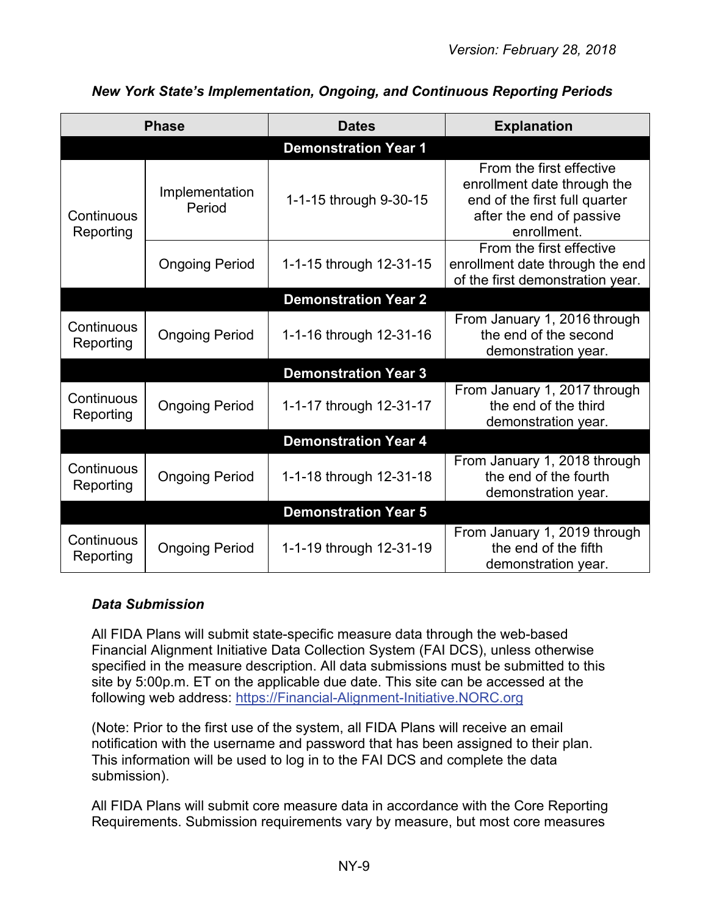Version: February 28, 2018

***New York State's Implementation, Ongoing, and Continuous Reporting Periods***

| Phase | | Dates | Explanation |
|---|---|---|---|
| **Demonstration Year 1** | | | |
| Continuous Reporting | Implementation Period | 1-1-15 through 9-30-15 | From the first effective enrollment date through the end of the first full quarter after the end of passive enrollment. |
| | Ongoing Period | 1-1-15 through 12-31-15 | From the first effective enrollment date through the end of the first demonstration year. |
| **Demonstration Year 2** | | | |
| Continuous Reporting | Ongoing Period | 1-1-16 through 12-31-16 | From January 1, 2016 through the end of the second demonstration year. |
| **Demonstration Year 3** | | | |
| Continuous Reporting | Ongoing Period | 1-1-17 through 12-31-17 | From January 1, 2017 through the end of the third demonstration year. |
| **Demonstration Year 4** | | | |
| Continuous Reporting | Ongoing Period | 1-1-18 through 12-31-18 | From January 1, 2018 through the end of the fourth demonstration year. |
| **Demonstration Year 5** | | | |
| Continuous Reporting | Ongoing Period | 1-1-19 through 12-31-19 | From January 1, 2019 through the end of the fifth demonstration year. |

***Data Submission***

All FIDA Plans will submit state-specific measure data through the web-based Financial Alignment Initiative Data Collection System (FAI DCS), unless otherwise specified in the measure description. All data submissions must be submitted to this site by 5:00p.m. ET on the applicable due date. This site can be accessed at the following web address: https://Financial-Alignment-Initiative.NORC.org

(Note: Prior to the first use of the system, all FIDA Plans will receive an email notification with the username and password that has been assigned to their plan. This information will be used to log in to the FAI DCS and complete the data submission).

All FIDA Plans will submit core measure data in accordance with the Core Reporting Requirements. Submission requirements vary by measure, but most core measures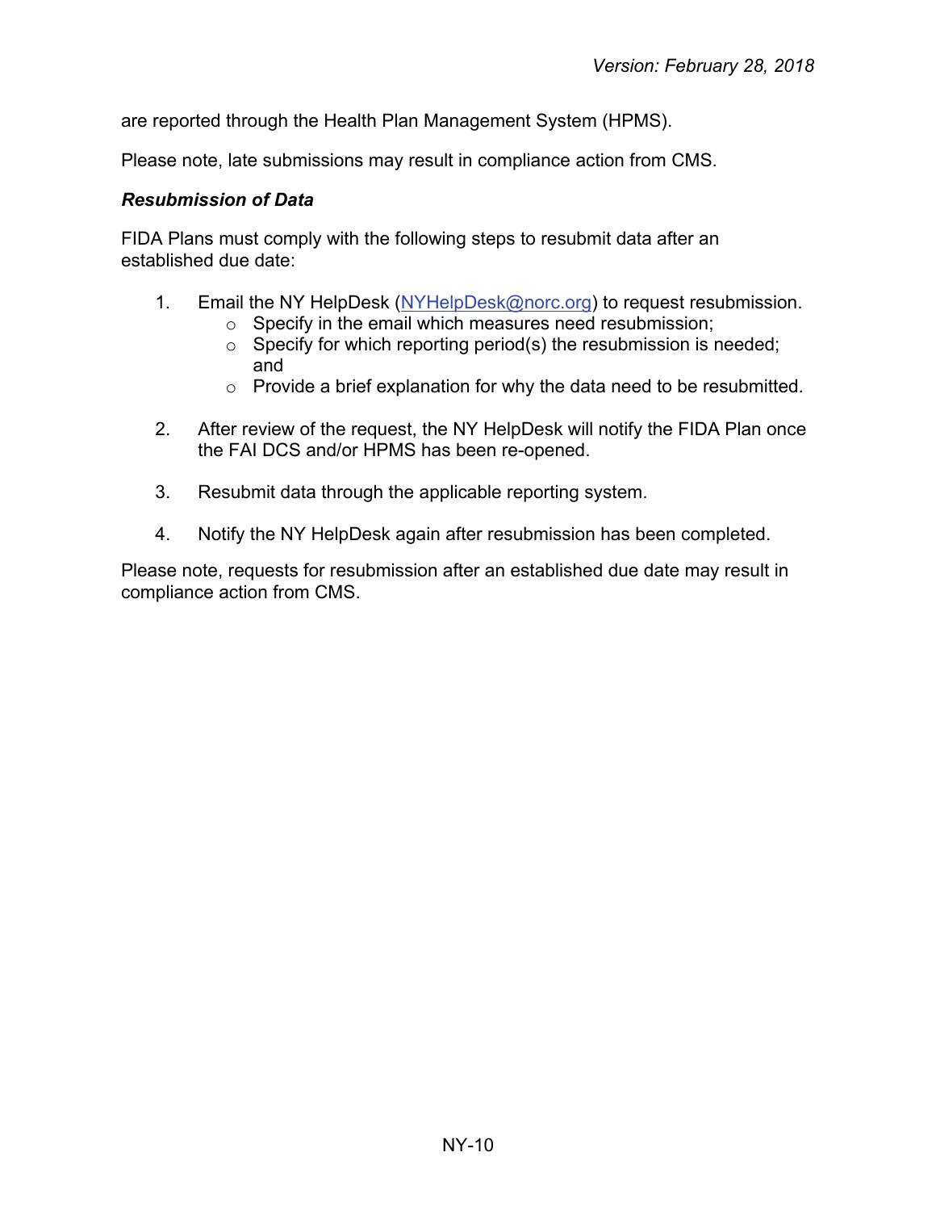are reported through the Health Plan Management System (HPMS).

Please note, late submissions may result in compliance action from CMS.

***Resubmission of Data***

FIDA Plans must comply with the following steps to resubmit data after an established due date:

1. Email the NY HelpDesk ([NYHelpDesk@norc.org](mailto:NYHelpDesk@norc.org)) to request resubmission.
   - Specify in the email which measures need resubmission;
   - Specify for which reporting period(s) the resubmission is needed; and
   - Provide a brief explanation for why the data need to be resubmitted.

2. After review of the request, the NY HelpDesk will notify the FIDA Plan once the FAI DCS and/or HPMS has been re-opened.

3. Resubmit data through the applicable reporting system.

4. Notify the NY HelpDesk again after resubmission has been completed.

Please note, requests for resubmission after an established due date may result in compliance action from CMS.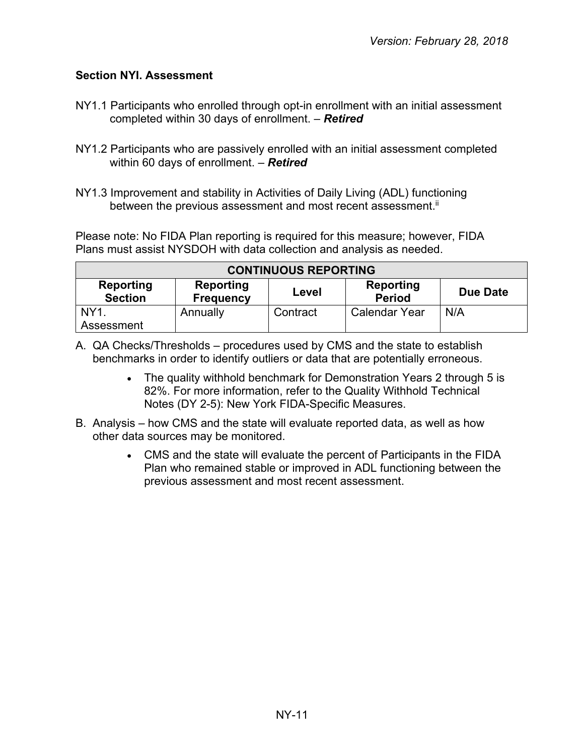### Section NYI. Assessment

NY1.1 Participants who enrolled through opt-in enrollment with an initial assessment completed within 30 days of enrollment. – ***Retired***

NY1.2 Participants who are passively enrolled with an initial assessment completed within 60 days of enrollment. – ***Retired***

NY1.3 Improvement and stability in Activities of Daily Living (ADL) functioning between the previous assessment and most recent assessment.[ii]

Please note: No FIDA Plan reporting is required for this measure; however, FIDA Plans must assist NYSDOH with data collection and analysis as needed.

| CONTINUOUS REPORTING | | | | |
|---|---|---|---|---|
| **Reporting Section** | **Reporting Frequency** | **Level** | **Reporting Period** | **Due Date** |
| NY1. Assessment | Annually | Contract | Calendar Year | N/A |

A. QA Checks/Thresholds – procedures used by CMS and the state to establish benchmarks in order to identify outliers or data that are potentially erroneous.

   - The quality withhold benchmark for Demonstration Years 2 through 5 is 82%. For more information, refer to the Quality Withhold Technical Notes (DY 2-5): New York FIDA-Specific Measures.

B. Analysis – how CMS and the state will evaluate reported data, as well as how other data sources may be monitored.

   - CMS and the state will evaluate the percent of Participants in the FIDA Plan who remained stable or improved in ADL functioning between the previous assessment and most recent assessment.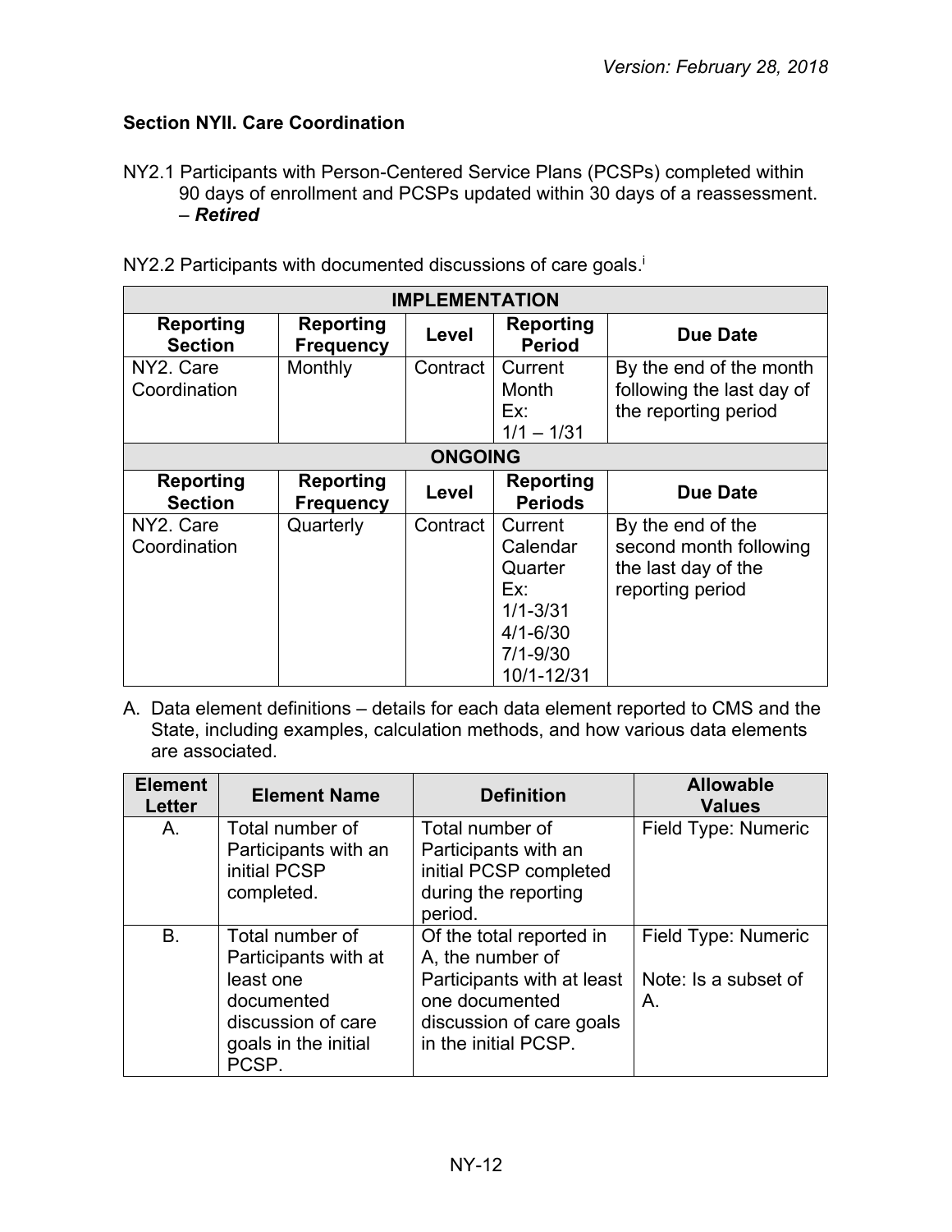### Section NYII. Care Coordination

NY2.1 Participants with Person-Centered Service Plans (PCSPs) completed within 90 days of enrollment and PCSPs updated within 30 days of a reassessment. – ***Retired***

NY2.2 Participants with documented discussions of care goals.[i]

| IMPLEMENTATION | | | | |
|---|---|---|---|---|
| **Reporting Section** | **Reporting Frequency** | **Level** | **Reporting Period** | **Due Date** |
| NY2. Care Coordination | Monthly | Contract | Current Month Ex: 1/1 – 1/31 | By the end of the month following the last day of the reporting period |
| **ONGOING** | | | | |
| **Reporting Section** | **Reporting Frequency** | **Level** | **Reporting Periods** | **Due Date** |
| NY2. Care Coordination | Quarterly | Contract | Current Calendar Quarter Ex: 1/1-3/31 4/1-6/30 7/1-9/30 10/1-12/31 | By the end of the second month following the last day of the reporting period |

A. Data element definitions – details for each data element reported to CMS and the State, including examples, calculation methods, and how various data elements are associated.

| Element Letter | Element Name | Definition | Allowable Values |
|---|---|---|---|
| A. | Total number of Participants with an initial PCSP completed. | Total number of Participants with an initial PCSP completed during the reporting period. | Field Type: Numeric |
| B. | Total number of Participants with at least one documented discussion of care goals in the initial PCSP. | Of the total reported in A, the number of Participants with at least one documented discussion of care goals in the initial PCSP. | Field Type: Numeric<br><br>Note: Is a subset of A. |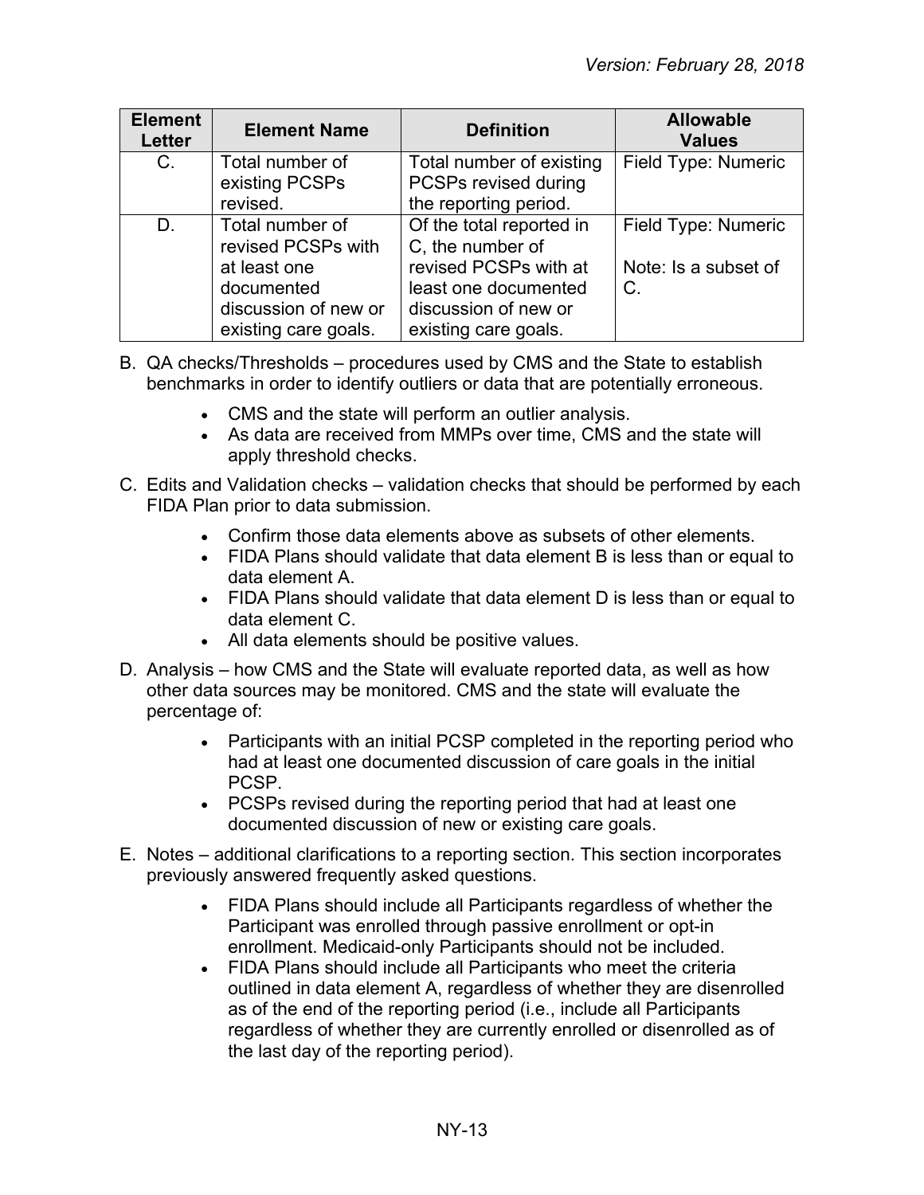| Element Letter | Element Name | Definition | Allowable Values |
|---|---|---|---|
| C. | Total number of existing PCSPs revised. | Total number of existing PCSPs revised during the reporting period. | Field Type: Numeric |
| D. | Total number of revised PCSPs with at least one documented discussion of new or existing care goals. | Of the total reported in C, the number of revised PCSPs with at least one documented discussion of new or existing care goals. | Field Type: Numeric<br><br>Note: Is a subset of C. |

B. QA checks/Thresholds – procedures used by CMS and the State to establish benchmarks in order to identify outliers or data that are potentially erroneous.

- CMS and the state will perform an outlier analysis.
- As data are received from MMPs over time, CMS and the state will apply threshold checks.

C. Edits and Validation checks – validation checks that should be performed by each FIDA Plan prior to data submission.

- Confirm those data elements above as subsets of other elements.
- FIDA Plans should validate that data element B is less than or equal to data element A.
- FIDA Plans should validate that data element D is less than or equal to data element C.
- All data elements should be positive values.

D. Analysis – how CMS and the State will evaluate reported data, as well as how other data sources may be monitored. CMS and the state will evaluate the percentage of:

- Participants with an initial PCSP completed in the reporting period who had at least one documented discussion of care goals in the initial PCSP.
- PCSPs revised during the reporting period that had at least one documented discussion of new or existing care goals.

E. Notes – additional clarifications to a reporting section. This section incorporates previously answered frequently asked questions.

- FIDA Plans should include all Participants regardless of whether the Participant was enrolled through passive enrollment or opt-in enrollment. Medicaid-only Participants should not be included.
- FIDA Plans should include all Participants who meet the criteria outlined in data element A, regardless of whether they are disenrolled as of the end of the reporting period (i.e., include all Participants regardless of whether they are currently enrolled or disenrolled as of the last day of the reporting period).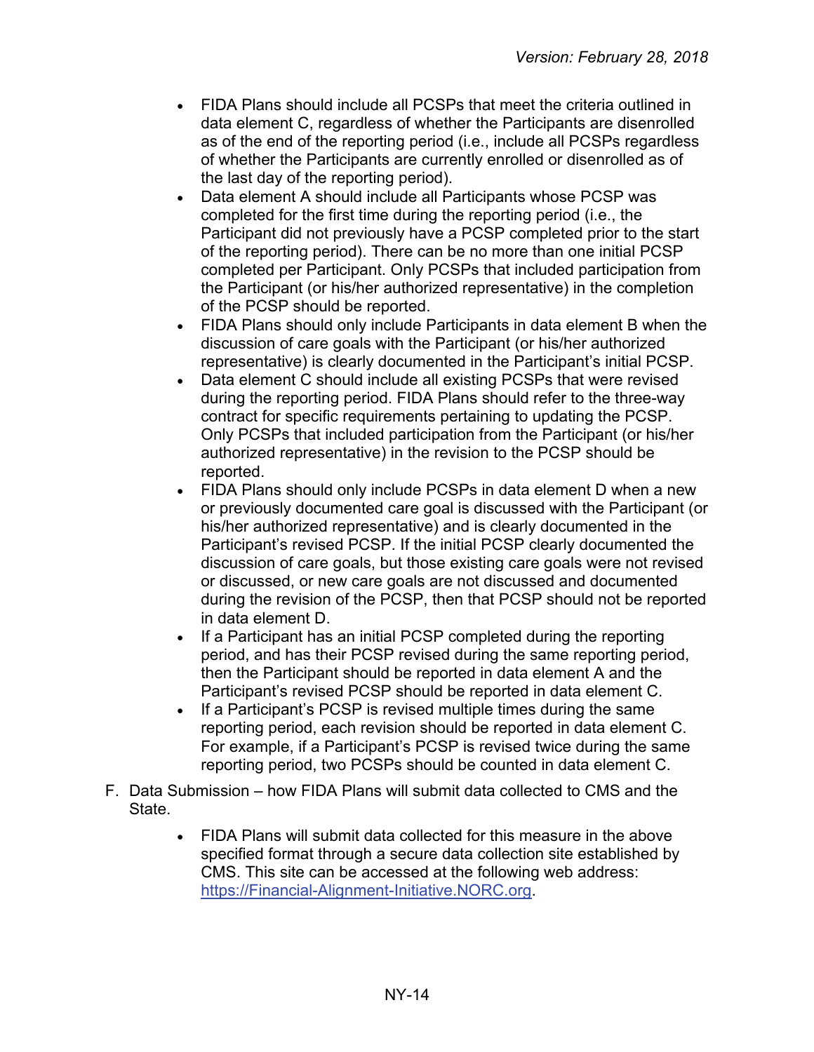- FIDA Plans should include all PCSPs that meet the criteria outlined in data element C, regardless of whether the Participants are disenrolled as of the end of the reporting period (i.e., include all PCSPs regardless of whether the Participants are currently enrolled or disenrolled as of the last day of the reporting period).
- Data element A should include all Participants whose PCSP was completed for the first time during the reporting period (i.e., the Participant did not previously have a PCSP completed prior to the start of the reporting period). There can be no more than one initial PCSP completed per Participant. Only PCSPs that included participation from the Participant (or his/her authorized representative) in the completion of the PCSP should be reported.
- FIDA Plans should only include Participants in data element B when the discussion of care goals with the Participant (or his/her authorized representative) is clearly documented in the Participant's initial PCSP.
- Data element C should include all existing PCSPs that were revised during the reporting period. FIDA Plans should refer to the three-way contract for specific requirements pertaining to updating the PCSP. Only PCSPs that included participation from the Participant (or his/her authorized representative) in the revision to the PCSP should be reported.
- FIDA Plans should only include PCSPs in data element D when a new or previously documented care goal is discussed with the Participant (or his/her authorized representative) and is clearly documented in the Participant's revised PCSP. If the initial PCSP clearly documented the discussion of care goals, but those existing care goals were not revised or discussed, or new care goals are not discussed and documented during the revision of the PCSP, then that PCSP should not be reported in data element D.
- If a Participant has an initial PCSP completed during the reporting period, and has their PCSP revised during the same reporting period, then the Participant should be reported in data element A and the Participant's revised PCSP should be reported in data element C.
- If a Participant's PCSP is revised multiple times during the same reporting period, each revision should be reported in data element C. For example, if a Participant's PCSP is revised twice during the same reporting period, two PCSPs should be counted in data element C.

F. Data Submission – how FIDA Plans will submit data collected to CMS and the State.

- FIDA Plans will submit data collected for this measure in the above specified format through a secure data collection site established by CMS. This site can be accessed at the following web address: [https://Financial-Alignment-Initiative.NORC.org](https://Financial-Alignment-Initiative.NORC.org).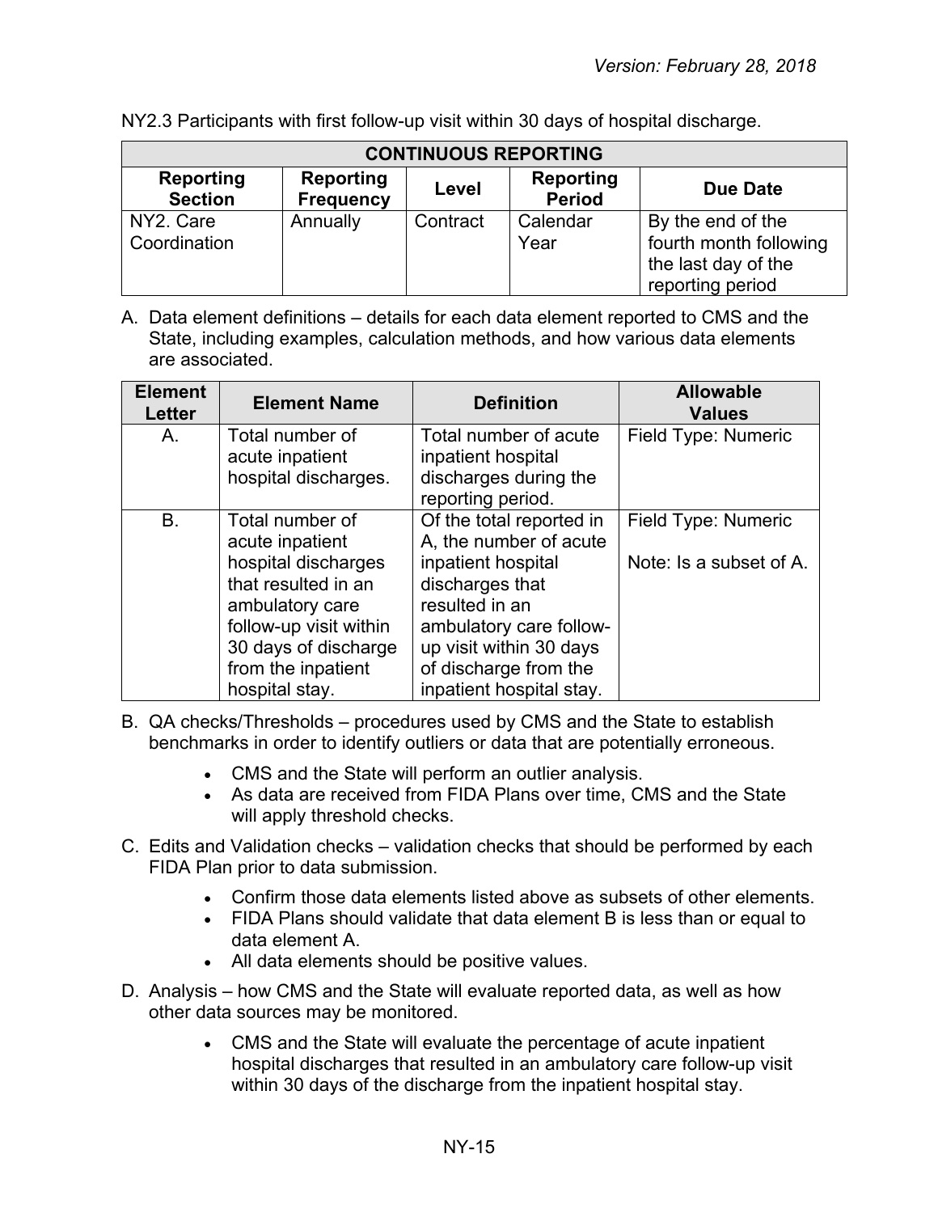NY2.3 Participants with first follow-up visit within 30 days of hospital discharge.

| CONTINUOUS REPORTING | | | | |
|---|---|---|---|---|
| **Reporting Section** | **Reporting Frequency** | **Level** | **Reporting Period** | **Due Date** |
| NY2. Care Coordination | Annually | Contract | Calendar Year | By the end of the fourth month following the last day of the reporting period |

A. Data element definitions – details for each data element reported to CMS and the State, including examples, calculation methods, and how various data elements are associated.

| Element Letter | Element Name | Definition | Allowable Values |
|---|---|---|---|
| A. | Total number of acute inpatient hospital discharges. | Total number of acute inpatient hospital discharges during the reporting period. | Field Type: Numeric |
| B. | Total number of acute inpatient hospital discharges that resulted in an ambulatory care follow-up visit within 30 days of discharge from the inpatient hospital stay. | Of the total reported in A, the number of acute inpatient hospital discharges that resulted in an ambulatory care follow-up visit within 30 days of discharge from the inpatient hospital stay. | Field Type: Numeric<br><br>Note: Is a subset of A. |

B. QA checks/Thresholds – procedures used by CMS and the State to establish benchmarks in order to identify outliers or data that are potentially erroneous.

- CMS and the State will perform an outlier analysis.
- As data are received from FIDA Plans over time, CMS and the State will apply threshold checks.

C. Edits and Validation checks – validation checks that should be performed by each FIDA Plan prior to data submission.

- Confirm those data elements listed above as subsets of other elements.
- FIDA Plans should validate that data element B is less than or equal to data element A.
- All data elements should be positive values.

D. Analysis – how CMS and the State will evaluate reported data, as well as how other data sources may be monitored.

- CMS and the State will evaluate the percentage of acute inpatient hospital discharges that resulted in an ambulatory care follow-up visit within 30 days of the discharge from the inpatient hospital stay.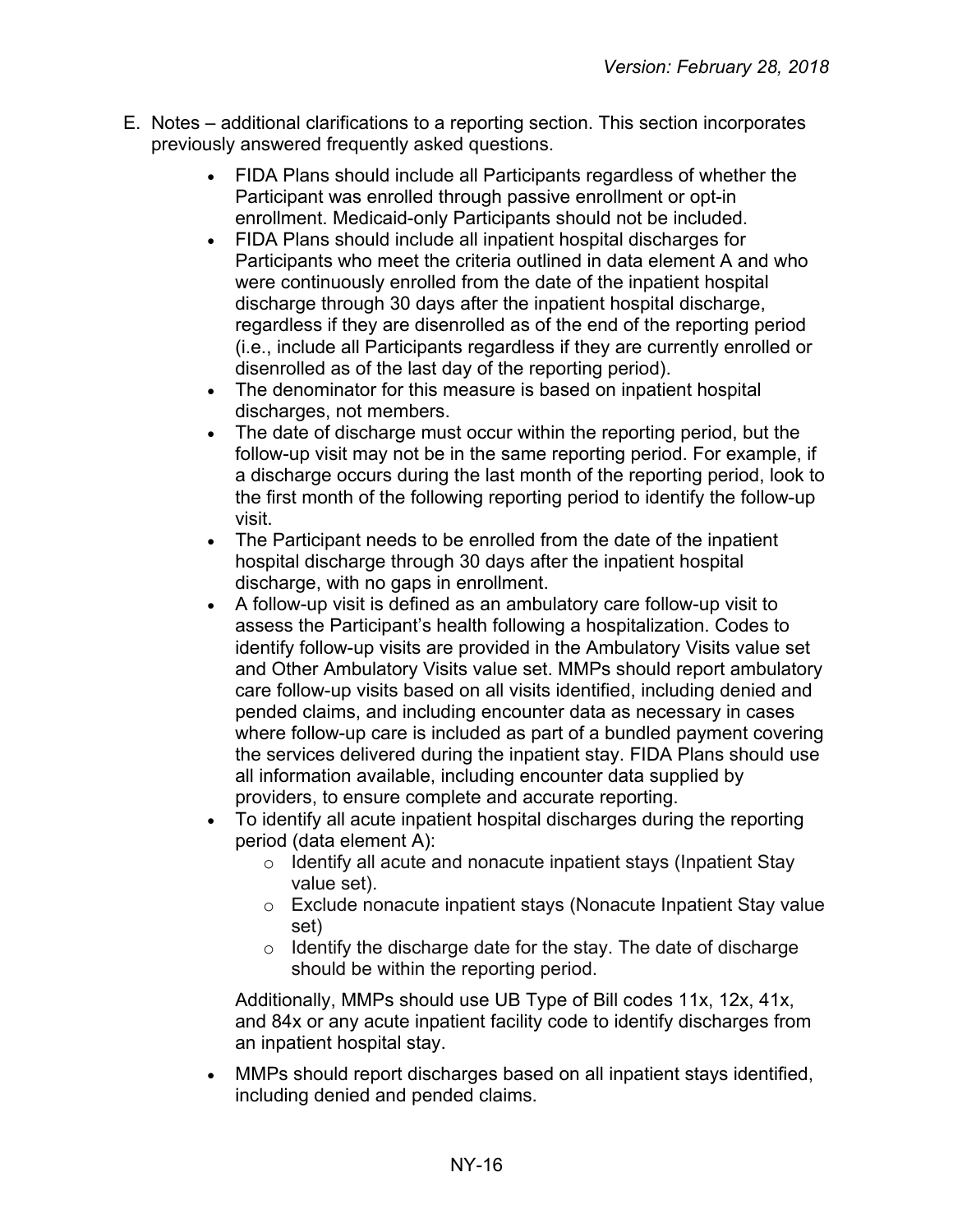E. Notes – additional clarifications to a reporting section. This section incorporates previously answered frequently asked questions.

- FIDA Plans should include all Participants regardless of whether the Participant was enrolled through passive enrollment or opt-in enrollment. Medicaid-only Participants should not be included.
- FIDA Plans should include all inpatient hospital discharges for Participants who meet the criteria outlined in data element A and who were continuously enrolled from the date of the inpatient hospital discharge through 30 days after the inpatient hospital discharge, regardless if they are disenrolled as of the end of the reporting period (i.e., include all Participants regardless if they are currently enrolled or disenrolled as of the last day of the reporting period).
- The denominator for this measure is based on inpatient hospital discharges, not members.
- The date of discharge must occur within the reporting period, but the follow-up visit may not be in the same reporting period. For example, if a discharge occurs during the last month of the reporting period, look to the first month of the following reporting period to identify the follow-up visit.
- The Participant needs to be enrolled from the date of the inpatient hospital discharge through 30 days after the inpatient hospital discharge, with no gaps in enrollment.
- A follow-up visit is defined as an ambulatory care follow-up visit to assess the Participant's health following a hospitalization. Codes to identify follow-up visits are provided in the Ambulatory Visits value set and Other Ambulatory Visits value set. MMPs should report ambulatory care follow-up visits based on all visits identified, including denied and pended claims, and including encounter data as necessary in cases where follow-up care is included as part of a bundled payment covering the services delivered during the inpatient stay. FIDA Plans should use all information available, including encounter data supplied by providers, to ensure complete and accurate reporting.
- To identify all acute inpatient hospital discharges during the reporting period (data element A):
  - Identify all acute and nonacute inpatient stays (Inpatient Stay value set).
  - Exclude nonacute inpatient stays (Nonacute Inpatient Stay value set)
  - Identify the discharge date for the stay. The date of discharge should be within the reporting period.

  Additionally, MMPs should use UB Type of Bill codes 11x, 12x, 41x, and 84x or any acute inpatient facility code to identify discharges from an inpatient hospital stay.

- MMPs should report discharges based on all inpatient stays identified, including denied and pended claims.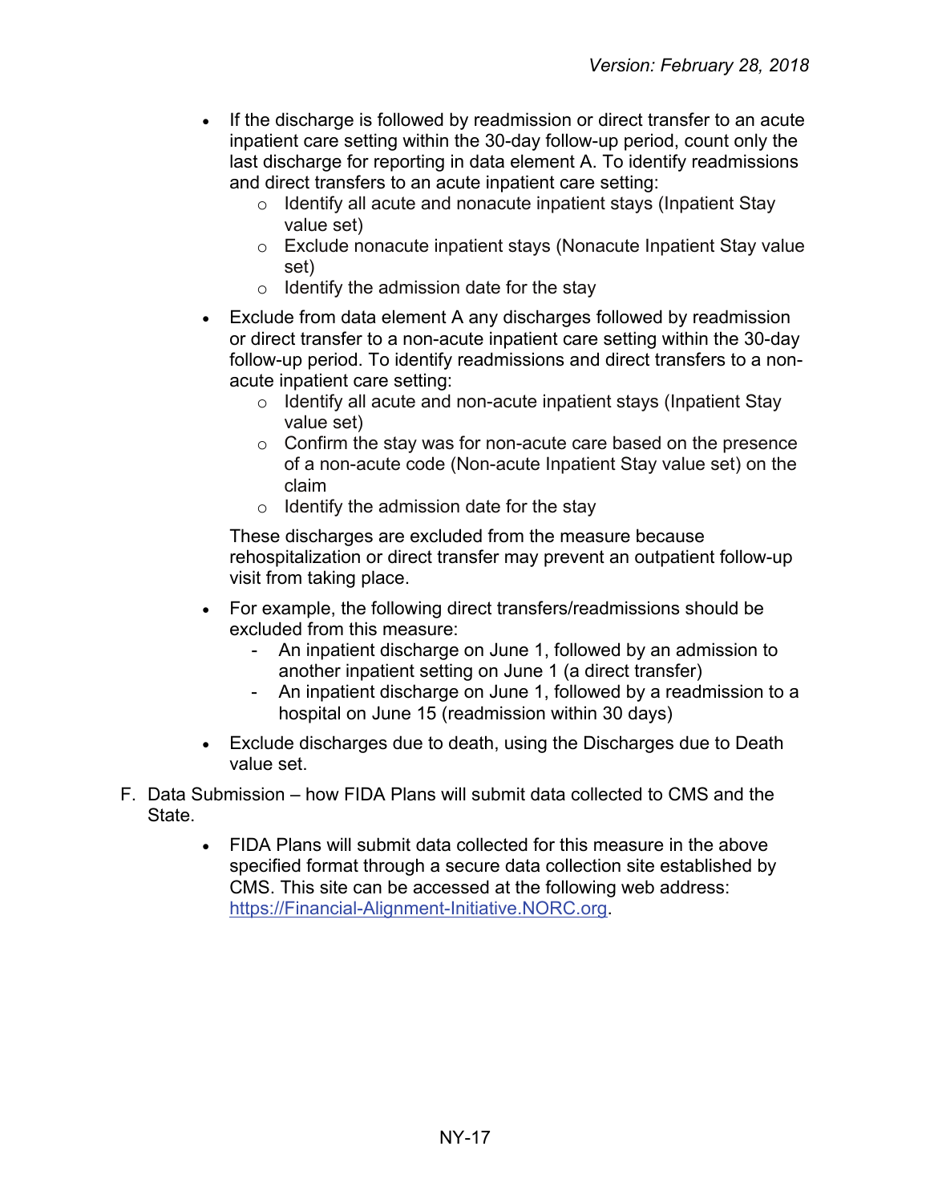- If the discharge is followed by readmission or direct transfer to an acute inpatient care setting within the 30-day follow-up period, count only the last discharge for reporting in data element A. To identify readmissions and direct transfers to an acute inpatient care setting:
  - Identify all acute and nonacute inpatient stays (Inpatient Stay value set)
  - Exclude nonacute inpatient stays (Nonacute Inpatient Stay value set)
  - Identify the admission date for the stay
- Exclude from data element A any discharges followed by readmission or direct transfer to a non-acute inpatient care setting within the 30-day follow-up period. To identify readmissions and direct transfers to a non-acute inpatient care setting:
  - Identify all acute and non-acute inpatient stays (Inpatient Stay value set)
  - Confirm the stay was for non-acute care based on the presence of a non-acute code (Non-acute Inpatient Stay value set) on the claim
  - Identify the admission date for the stay

  These discharges are excluded from the measure because rehospitalization or direct transfer may prevent an outpatient follow-up visit from taking place.
- For example, the following direct transfers/readmissions should be excluded from this measure:
  - An inpatient discharge on June 1, followed by an admission to another inpatient setting on June 1 (a direct transfer)
  - An inpatient discharge on June 1, followed by a readmission to a hospital on June 15 (readmission within 30 days)
- Exclude discharges due to death, using the Discharges due to Death value set.

F. Data Submission – how FIDA Plans will submit data collected to CMS and the State.

- FIDA Plans will submit data collected for this measure in the above specified format through a secure data collection site established by CMS. This site can be accessed at the following web address: [https://Financial-Alignment-Initiative.NORC.org](https://Financial-Alignment-Initiative.NORC.org).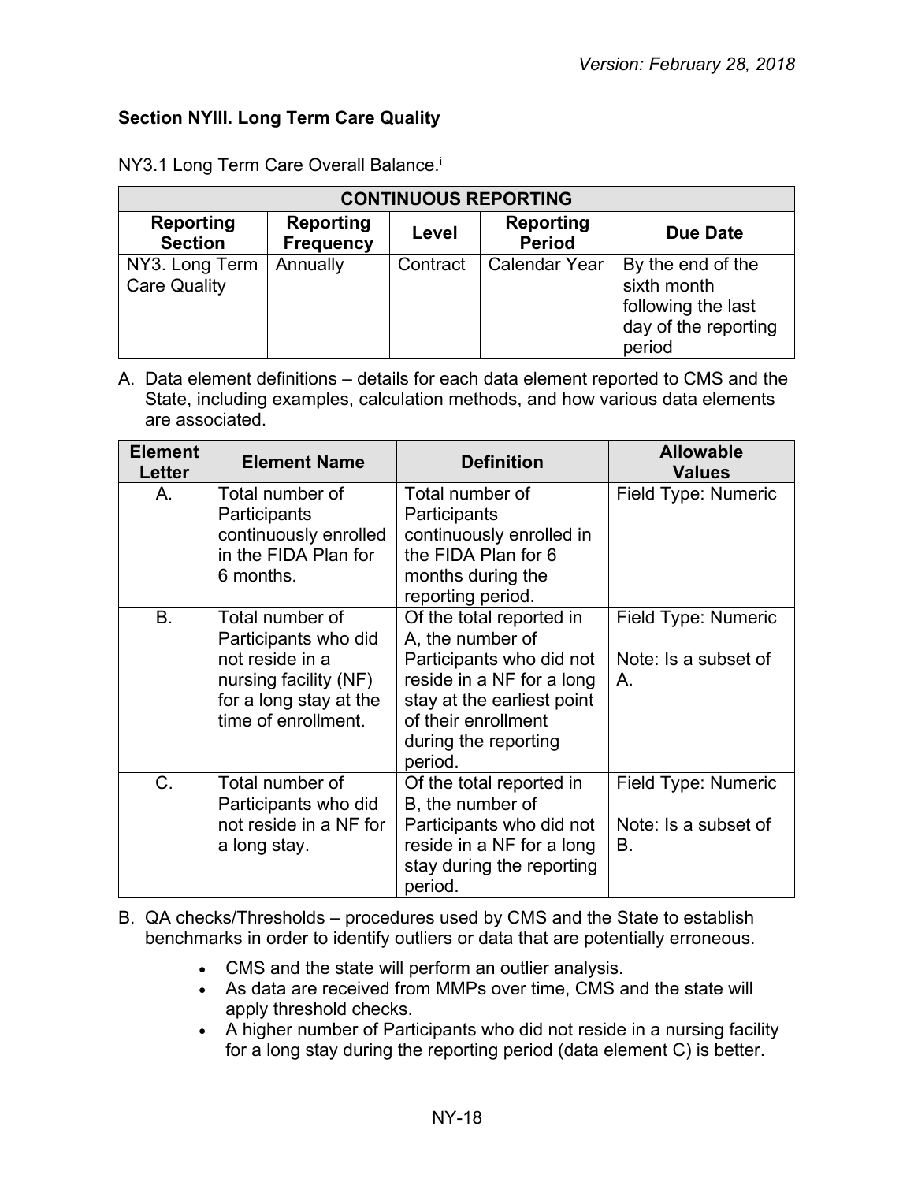### Section NYIII. Long Term Care Quality

NY3.1 Long Term Care Overall Balance.[i]

| CONTINUOUS REPORTING | | | | |
|---|---|---|---|---|
| **Reporting Section** | **Reporting Frequency** | **Level** | **Reporting Period** | **Due Date** |
| NY3. Long Term Care Quality | Annually | Contract | Calendar Year | By the end of the sixth month following the last day of the reporting period |

A. Data element definitions – details for each data element reported to CMS and the State, including examples, calculation methods, and how various data elements are associated.

| Element Letter | Element Name | Definition | Allowable Values |
|---|---|---|---|
| A. | Total number of Participants continuously enrolled in the FIDA Plan for 6 months. | Total number of Participants continuously enrolled in the FIDA Plan for 6 months during the reporting period. | Field Type: Numeric |
| B. | Total number of Participants who did not reside in a nursing facility (NF) for a long stay at the time of enrollment. | Of the total reported in A, the number of Participants who did not reside in a NF for a long stay at the earliest point of their enrollment during the reporting period. | Field Type: Numeric<br><br>Note: Is a subset of A. |
| C. | Total number of Participants who did not reside in a NF for a long stay. | Of the total reported in B, the number of Participants who did not reside in a NF for a long stay during the reporting period. | Field Type: Numeric<br><br>Note: Is a subset of B. |

B. QA checks/Thresholds – procedures used by CMS and the State to establish benchmarks in order to identify outliers or data that are potentially erroneous.

- CMS and the state will perform an outlier analysis.
- As data are received from MMPs over time, CMS and the state will apply threshold checks.
- A higher number of Participants who did not reside in a nursing facility for a long stay during the reporting period (data element C) is better.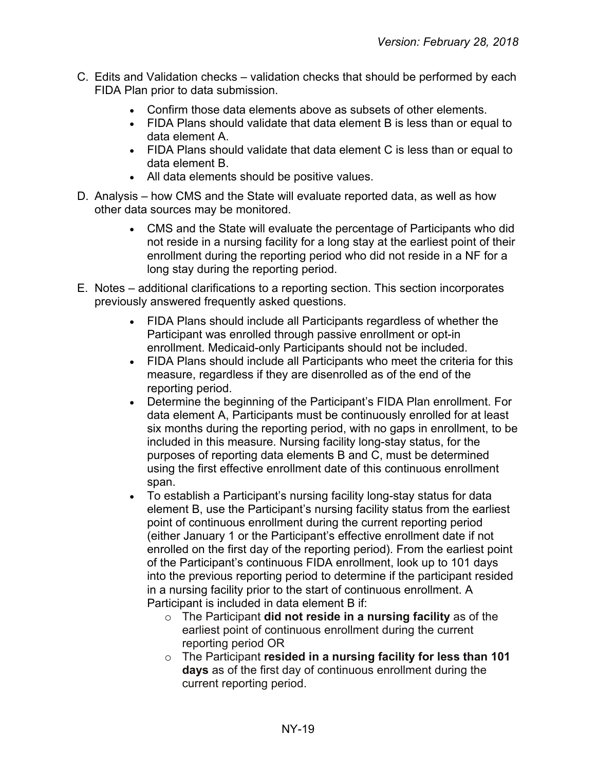C. Edits and Validation checks – validation checks that should be performed by each FIDA Plan prior to data submission.

   - Confirm those data elements above as subsets of other elements.
   - FIDA Plans should validate that data element B is less than or equal to data element A.
   - FIDA Plans should validate that data element C is less than or equal to data element B.
   - All data elements should be positive values.

D. Analysis – how CMS and the State will evaluate reported data, as well as how other data sources may be monitored.

   - CMS and the State will evaluate the percentage of Participants who did not reside in a nursing facility for a long stay at the earliest point of their enrollment during the reporting period who did not reside in a NF for a long stay during the reporting period.

E. Notes – additional clarifications to a reporting section. This section incorporates previously answered frequently asked questions.

   - FIDA Plans should include all Participants regardless of whether the Participant was enrolled through passive enrollment or opt-in enrollment. Medicaid-only Participants should not be included.
   - FIDA Plans should include all Participants who meet the criteria for this measure, regardless if they are disenrolled as of the end of the reporting period.
   - Determine the beginning of the Participant's FIDA Plan enrollment. For data element A, Participants must be continuously enrolled for at least six months during the reporting period, with no gaps in enrollment, to be included in this measure. Nursing facility long-stay status, for the purposes of reporting data elements B and C, must be determined using the first effective enrollment date of this continuous enrollment span.
   - To establish a Participant's nursing facility long-stay status for data element B, use the Participant's nursing facility status from the earliest point of continuous enrollment during the current reporting period (either January 1 or the Participant's effective enrollment date if not enrolled on the first day of the reporting period). From the earliest point of the Participant's continuous FIDA enrollment, look up to 101 days into the previous reporting period to determine if the participant resided in a nursing facility prior to the start of continuous enrollment. A Participant is included in data element B if:
     - The Participant **did not reside in a nursing facility** as of the earliest point of continuous enrollment during the current reporting period OR
     - The Participant **resided in a nursing facility for less than 101 days** as of the first day of continuous enrollment during the current reporting period.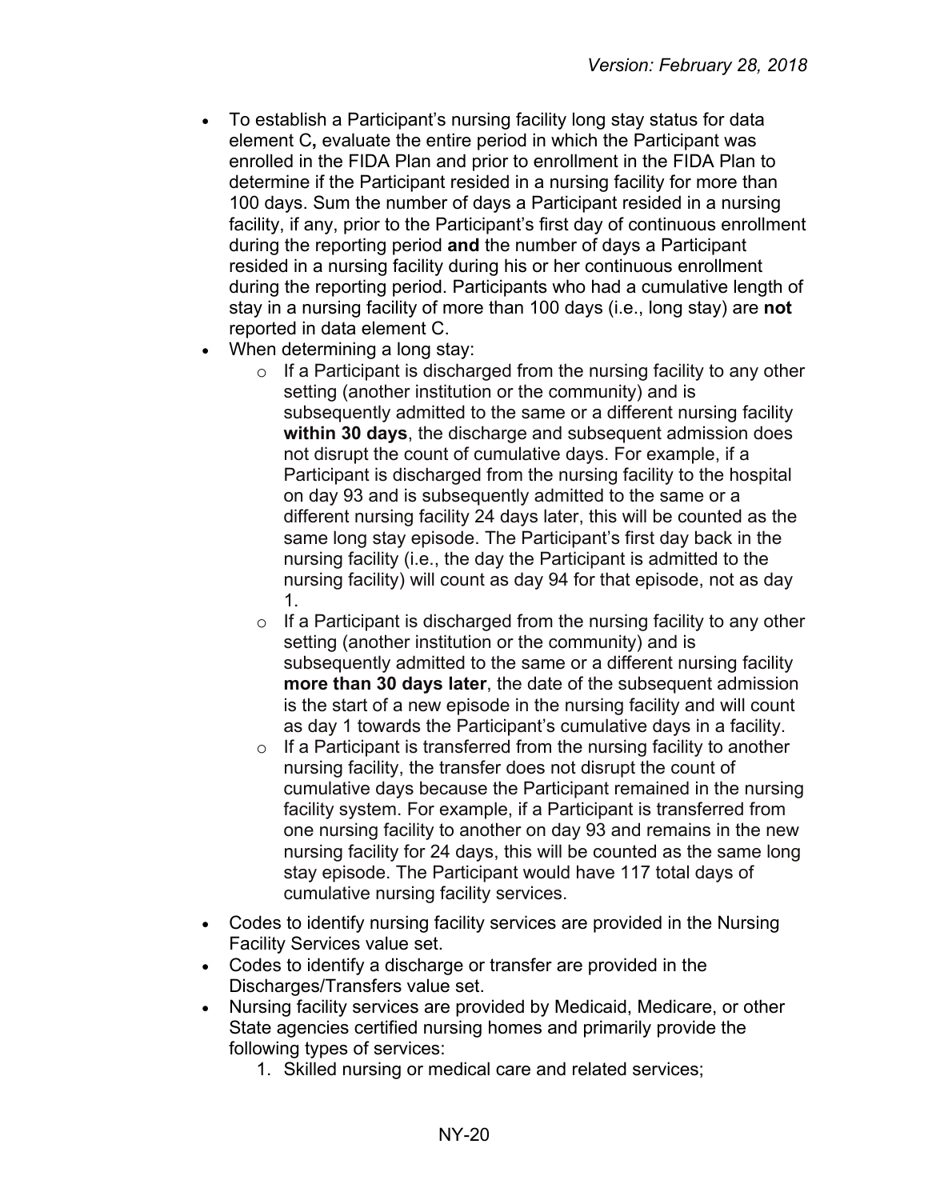- To establish a Participant's nursing facility long stay status for data element C**,** evaluate the entire period in which the Participant was enrolled in the FIDA Plan and prior to enrollment in the FIDA Plan to determine if the Participant resided in a nursing facility for more than 100 days. Sum the number of days a Participant resided in a nursing facility, if any, prior to the Participant's first day of continuous enrollment during the reporting period **and** the number of days a Participant resided in a nursing facility during his or her continuous enrollment during the reporting period. Participants who had a cumulative length of stay in a nursing facility of more than 100 days (i.e., long stay) are **not** reported in data element C.
- When determining a long stay:
    - If a Participant is discharged from the nursing facility to any other setting (another institution or the community) and is subsequently admitted to the same or a different nursing facility **within 30 days**, the discharge and subsequent admission does not disrupt the count of cumulative days. For example, if a Participant is discharged from the nursing facility to the hospital on day 93 and is subsequently admitted to the same or a different nursing facility 24 days later, this will be counted as the same long stay episode. The Participant's first day back in the nursing facility (i.e., the day the Participant is admitted to the nursing facility) will count as day 94 for that episode, not as day 1.
    - If a Participant is discharged from the nursing facility to any other setting (another institution or the community) and is subsequently admitted to the same or a different nursing facility **more than 30 days later**, the date of the subsequent admission is the start of a new episode in the nursing facility and will count as day 1 towards the Participant's cumulative days in a facility.
    - If a Participant is transferred from the nursing facility to another nursing facility, the transfer does not disrupt the count of cumulative days because the Participant remained in the nursing facility system. For example, if a Participant is transferred from one nursing facility to another on day 93 and remains in the new nursing facility for 24 days, this will be counted as the same long stay episode. The Participant would have 117 total days of cumulative nursing facility services.
- Codes to identify nursing facility services are provided in the Nursing Facility Services value set.
- Codes to identify a discharge or transfer are provided in the Discharges/Transfers value set.
- Nursing facility services are provided by Medicaid, Medicare, or other State agencies certified nursing homes and primarily provide the following types of services:
    1. Skilled nursing or medical care and related services;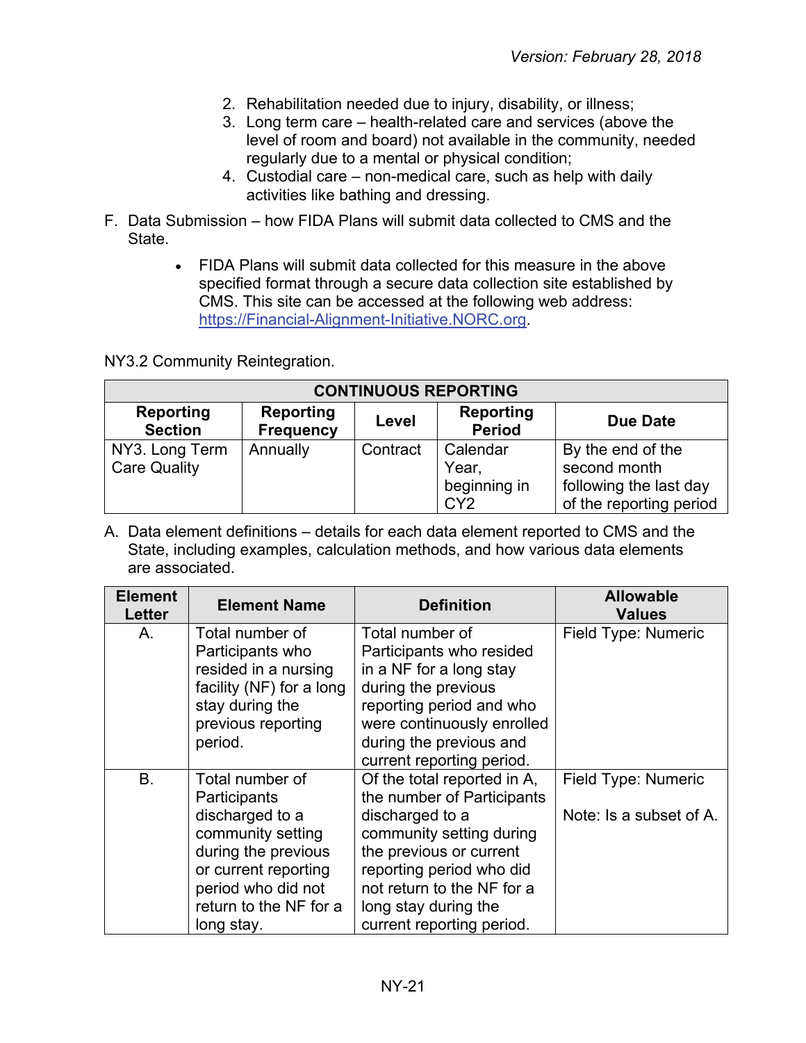2. Rehabilitation needed due to injury, disability, or illness;
3. Long term care – health-related care and services (above the level of room and board) not available in the community, needed regularly due to a mental or physical condition;
4. Custodial care – non-medical care, such as help with daily activities like bathing and dressing.

F. Data Submission – how FIDA Plans will submit data collected to CMS and the State.

- FIDA Plans will submit data collected for this measure in the above specified format through a secure data collection site established by CMS. This site can be accessed at the following web address: [https://Financial-Alignment-Initiative.NORC.org](https://Financial-Alignment-Initiative.NORC.org).

NY3.2 Community Reintegration.

| CONTINUOUS REPORTING | | | | |
|---|---|---|---|---|
| **Reporting Section** | **Reporting Frequency** | **Level** | **Reporting Period** | **Due Date** |
| NY3. Long Term Care Quality | Annually | Contract | Calendar Year, beginning in CY2 | By the end of the second month following the last day of the reporting period |

A. Data element definitions – details for each data element reported to CMS and the State, including examples, calculation methods, and how various data elements are associated.

| Element Letter | Element Name | Definition | Allowable Values |
|---|---|---|---|
| A. | Total number of Participants who resided in a nursing facility (NF) for a long stay during the previous reporting period. | Total number of Participants who resided in a NF for a long stay during the previous reporting period and who were continuously enrolled during the previous and current reporting period. | Field Type: Numeric |
| B. | Total number of Participants discharged to a community setting during the previous or current reporting period who did not return to the NF for a long stay. | Of the total reported in A, the number of Participants discharged to a community setting during the previous or current reporting period who did not return to the NF for a long stay during the current reporting period. | Field Type: Numeric<br><br>Note: Is a subset of A. |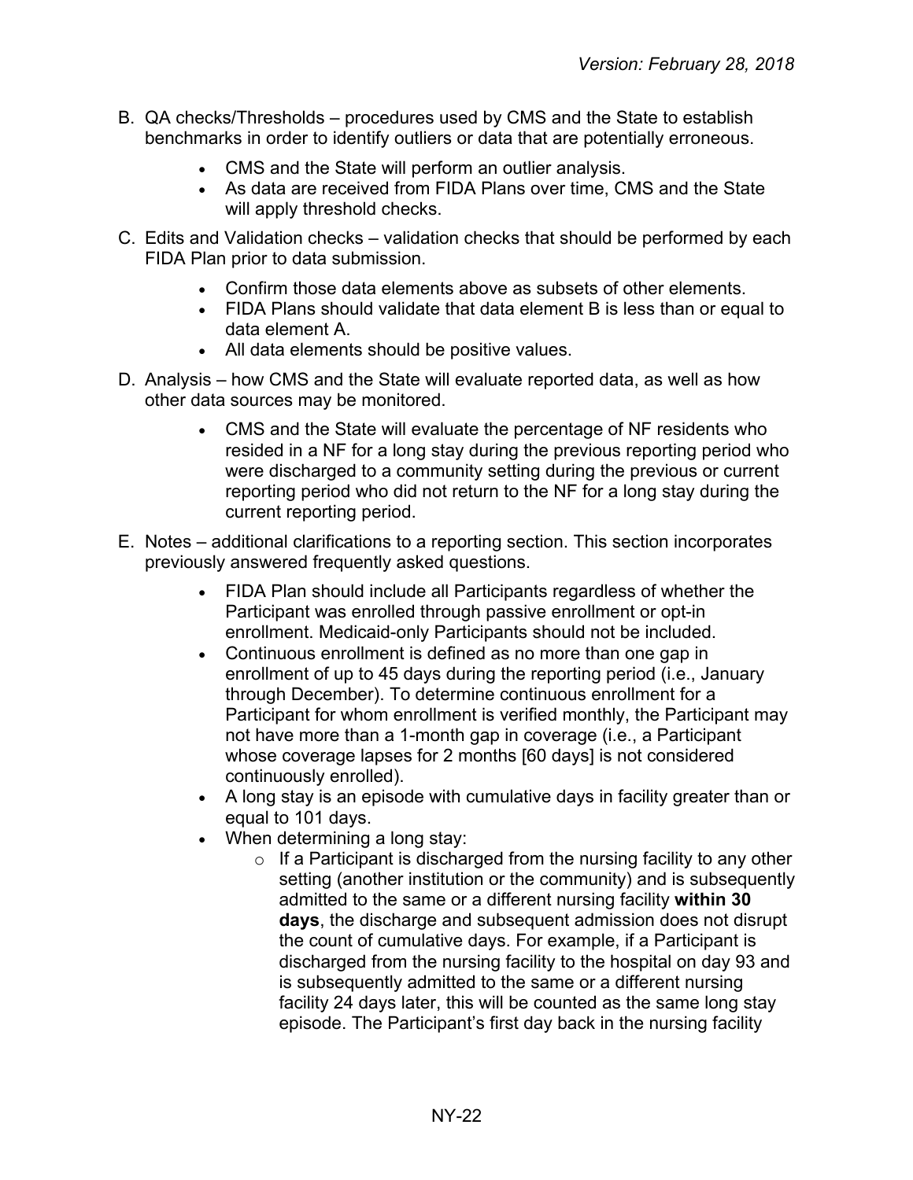B. QA checks/Thresholds – procedures used by CMS and the State to establish benchmarks in order to identify outliers or data that are potentially erroneous.

   - CMS and the State will perform an outlier analysis.
   - As data are received from FIDA Plans over time, CMS and the State will apply threshold checks.

C. Edits and Validation checks – validation checks that should be performed by each FIDA Plan prior to data submission.

   - Confirm those data elements above as subsets of other elements.
   - FIDA Plans should validate that data element B is less than or equal to data element A.
   - All data elements should be positive values.

D. Analysis – how CMS and the State will evaluate reported data, as well as how other data sources may be monitored.

   - CMS and the State will evaluate the percentage of NF residents who resided in a NF for a long stay during the previous reporting period who were discharged to a community setting during the previous or current reporting period who did not return to the NF for a long stay during the current reporting period.

E. Notes – additional clarifications to a reporting section. This section incorporates previously answered frequently asked questions.

   - FIDA Plan should include all Participants regardless of whether the Participant was enrolled through passive enrollment or opt-in enrollment. Medicaid-only Participants should not be included.
   - Continuous enrollment is defined as no more than one gap in enrollment of up to 45 days during the reporting period (i.e., January through December). To determine continuous enrollment for a Participant for whom enrollment is verified monthly, the Participant may not have more than a 1-month gap in coverage (i.e., a Participant whose coverage lapses for 2 months [60 days] is not considered continuously enrolled).
   - A long stay is an episode with cumulative days in facility greater than or equal to 101 days.
   - When determining a long stay:
     - If a Participant is discharged from the nursing facility to any other setting (another institution or the community) and is subsequently admitted to the same or a different nursing facility **within 30 days**, the discharge and subsequent admission does not disrupt the count of cumulative days. For example, if a Participant is discharged from the nursing facility to the hospital on day 93 and is subsequently admitted to the same or a different nursing facility 24 days later, this will be counted as the same long stay episode. The Participant's first day back in the nursing facility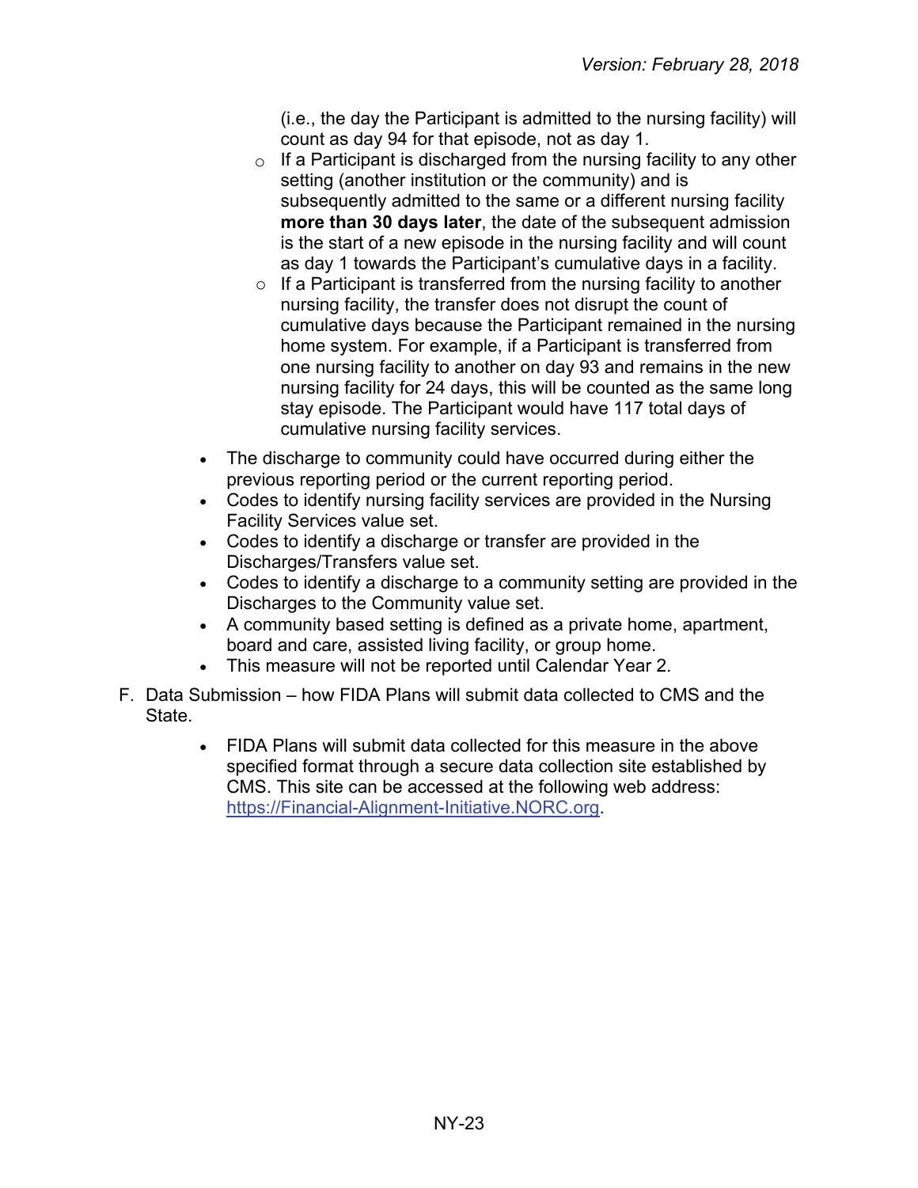(i.e., the day the Participant is admitted to the nursing facility) will count as day 94 for that episode, not as day 1.

    - If a Participant is discharged from the nursing facility to any other setting (another institution or the community) and is subsequently admitted to the same or a different nursing facility **more than 30 days later**, the date of the subsequent admission is the start of a new episode in the nursing facility and will count as day 1 towards the Participant's cumulative days in a facility.
    - If a Participant is transferred from the nursing facility to another nursing facility, the transfer does not disrupt the count of cumulative days because the Participant remained in the nursing home system. For example, if a Participant is transferred from one nursing facility to another on day 93 and remains in the new nursing facility for 24 days, this will be counted as the same long stay episode. The Participant would have 117 total days of cumulative nursing facility services.

- The discharge to community could have occurred during either the previous reporting period or the current reporting period.
- Codes to identify nursing facility services are provided in the Nursing Facility Services value set.
- Codes to identify a discharge or transfer are provided in the Discharges/Transfers value set.
- Codes to identify a discharge to a community setting are provided in the Discharges to the Community value set.
- A community based setting is defined as a private home, apartment, board and care, assisted living facility, or group home.
- This measure will not be reported until Calendar Year 2.

F. Data Submission – how FIDA Plans will submit data collected to CMS and the State.

- FIDA Plans will submit data collected for this measure in the above specified format through a secure data collection site established by CMS. This site can be accessed at the following web address: https://Financial-Alignment-Initiative.NORC.org.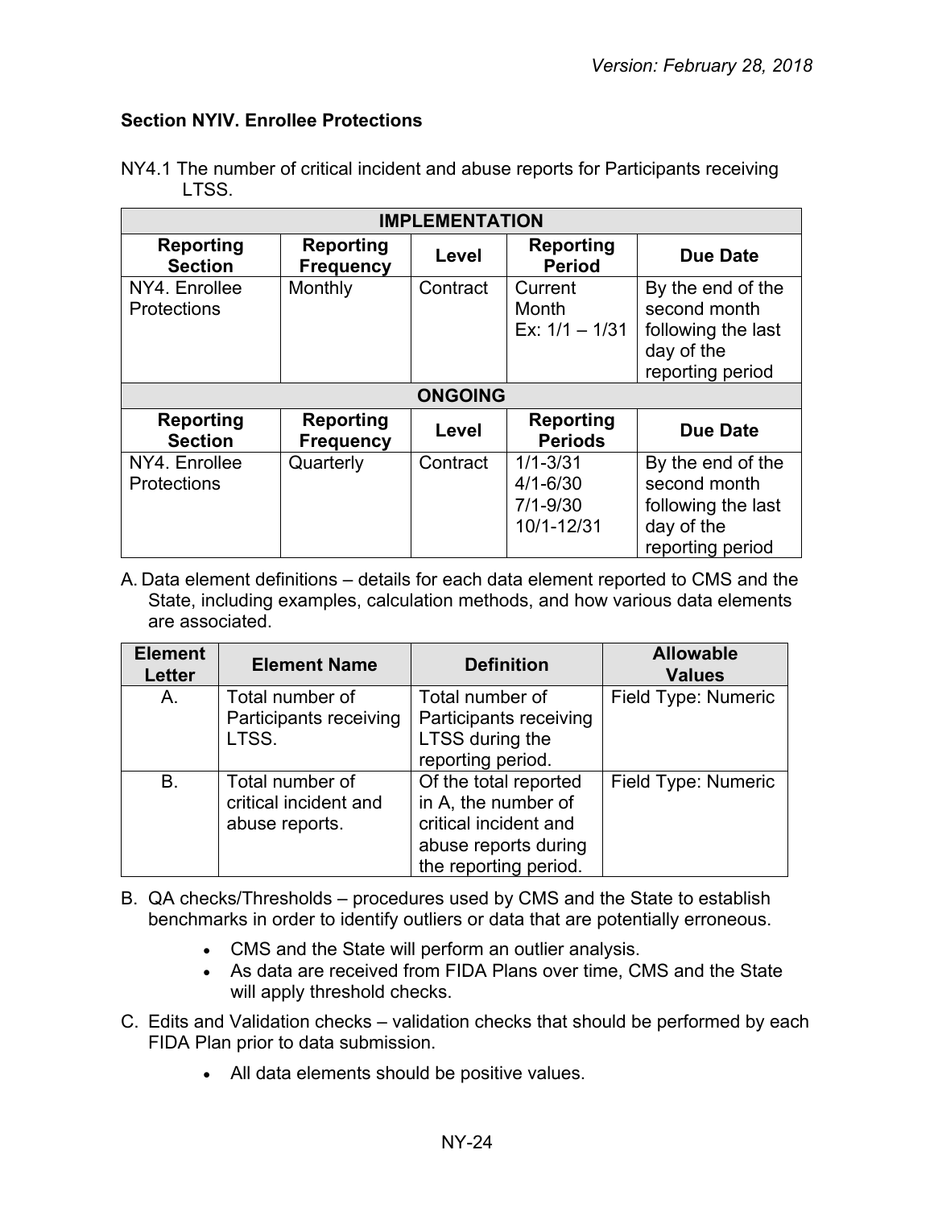### Section NYIV. Enrollee Protections

NY4.1 The number of critical incident and abuse reports for Participants receiving LTSS.

| IMPLEMENTATION | | | | |
|---|---|---|---|---|
| **Reporting Section** | **Reporting Frequency** | **Level** | **Reporting Period** | **Due Date** |
| NY4. Enrollee Protections | Monthly | Contract | Current Month<br>Ex: 1/1 – 1/31 | By the end of the second month following the last day of the reporting period |
| **ONGOING** | | | | |
| **Reporting Section** | **Reporting Frequency** | **Level** | **Reporting Periods** | **Due Date** |
| NY4. Enrollee Protections | Quarterly | Contract | 1/1-3/31<br>4/1-6/30<br>7/1-9/30<br>10/1-12/31 | By the end of the second month following the last day of the reporting period |

A. Data element definitions – details for each data element reported to CMS and the State, including examples, calculation methods, and how various data elements are associated.

| Element Letter | Element Name | Definition | Allowable Values |
|---|---|---|---|
| A. | Total number of Participants receiving LTSS. | Total number of Participants receiving LTSS during the reporting period. | Field Type: Numeric |
| B. | Total number of critical incident and abuse reports. | Of the total reported in A, the number of critical incident and abuse reports during the reporting period. | Field Type: Numeric |

B. QA checks/Thresholds – procedures used by CMS and the State to establish benchmarks in order to identify outliers or data that are potentially erroneous.

- CMS and the State will perform an outlier analysis.
- As data are received from FIDA Plans over time, CMS and the State will apply threshold checks.

C. Edits and Validation checks – validation checks that should be performed by each FIDA Plan prior to data submission.

- All data elements should be positive values.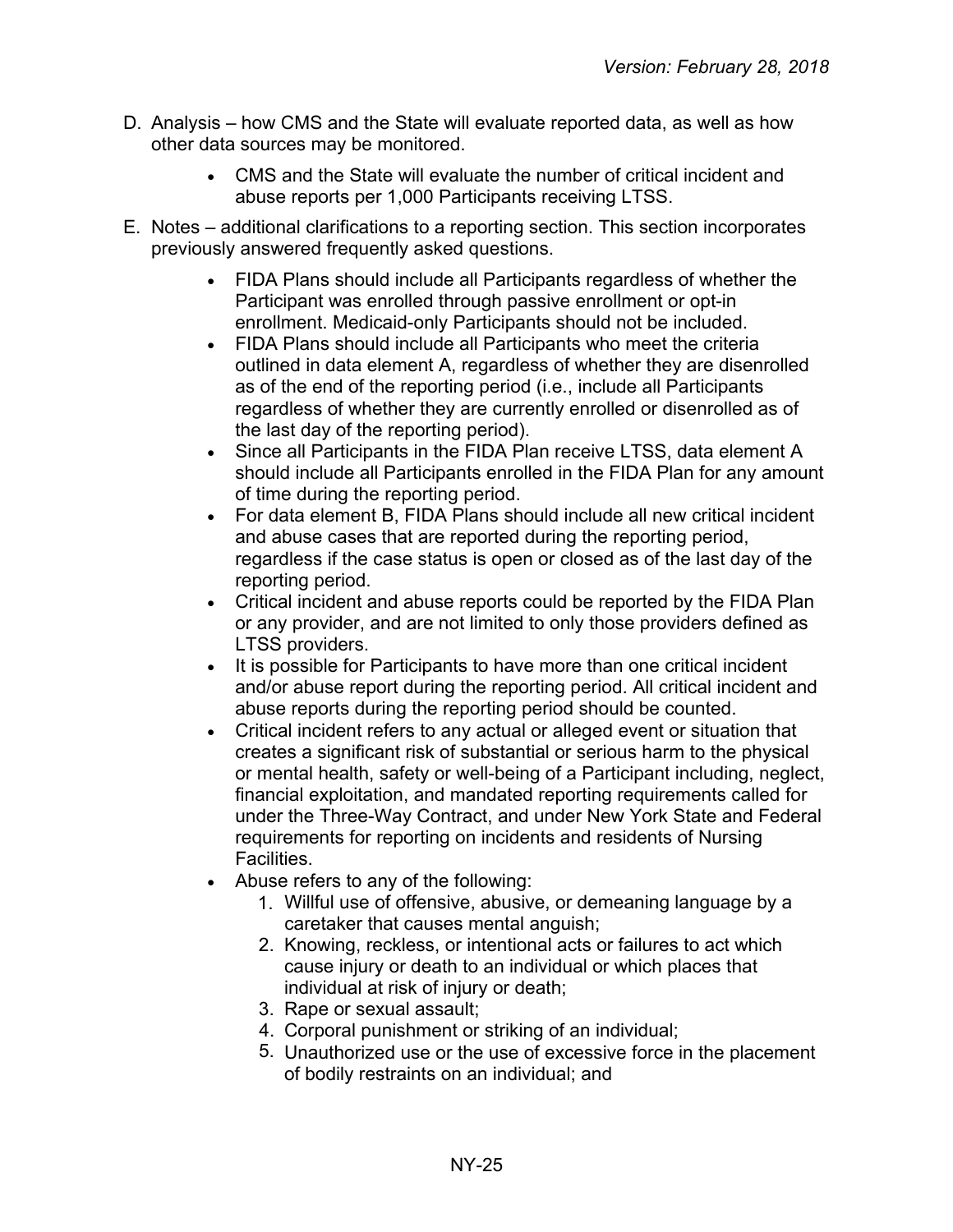D. Analysis – how CMS and the State will evaluate reported data, as well as how other data sources may be monitored.

    - CMS and the State will evaluate the number of critical incident and abuse reports per 1,000 Participants receiving LTSS.

E. Notes – additional clarifications to a reporting section. This section incorporates previously answered frequently asked questions.

    - FIDA Plans should include all Participants regardless of whether the Participant was enrolled through passive enrollment or opt-in enrollment. Medicaid-only Participants should not be included.
    - FIDA Plans should include all Participants who meet the criteria outlined in data element A, regardless of whether they are disenrolled as of the end of the reporting period (i.e., include all Participants regardless of whether they are currently enrolled or disenrolled as of the last day of the reporting period).
    - Since all Participants in the FIDA Plan receive LTSS, data element A should include all Participants enrolled in the FIDA Plan for any amount of time during the reporting period.
    - For data element B, FIDA Plans should include all new critical incident and abuse cases that are reported during the reporting period, regardless if the case status is open or closed as of the last day of the reporting period.
    - Critical incident and abuse reports could be reported by the FIDA Plan or any provider, and are not limited to only those providers defined as LTSS providers.
    - It is possible for Participants to have more than one critical incident and/or abuse report during the reporting period. All critical incident and abuse reports during the reporting period should be counted.
    - Critical incident refers to any actual or alleged event or situation that creates a significant risk of substantial or serious harm to the physical or mental health, safety or well-being of a Participant including, neglect, financial exploitation, and mandated reporting requirements called for under the Three-Way Contract, and under New York State and Federal requirements for reporting on incidents and residents of Nursing Facilities.
    - Abuse refers to any of the following:
        1. Willful use of offensive, abusive, or demeaning language by a caretaker that causes mental anguish;
        2. Knowing, reckless, or intentional acts or failures to act which cause injury or death to an individual or which places that individual at risk of injury or death;
        3. Rape or sexual assault;
        4. Corporal punishment or striking of an individual;
        5. Unauthorized use or the use of excessive force in the placement of bodily restraints on an individual; and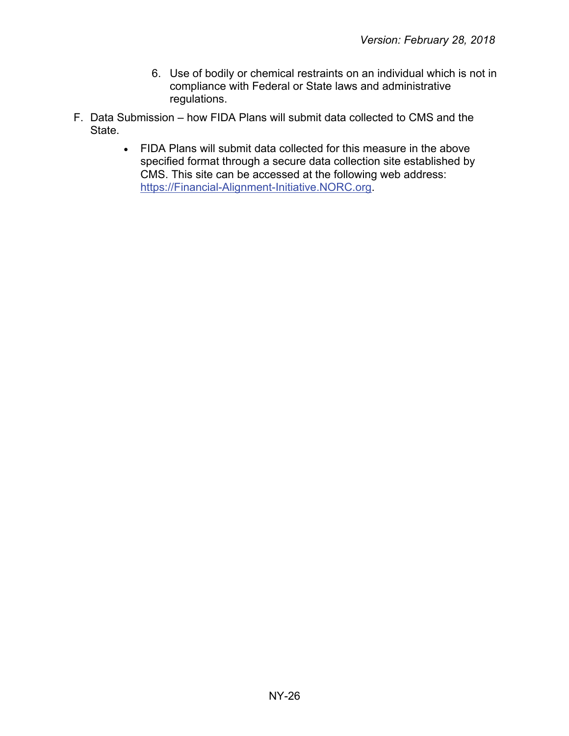6. Use of bodily or chemical restraints on an individual which is not in compliance with Federal or State laws and administrative regulations.

F. Data Submission – how FIDA Plans will submit data collected to CMS and the State.

- FIDA Plans will submit data collected for this measure in the above specified format through a secure data collection site established by CMS. This site can be accessed at the following web address: [https://Financial-Alignment-Initiative.NORC.org](https://Financial-Alignment-Initiative.NORC.org).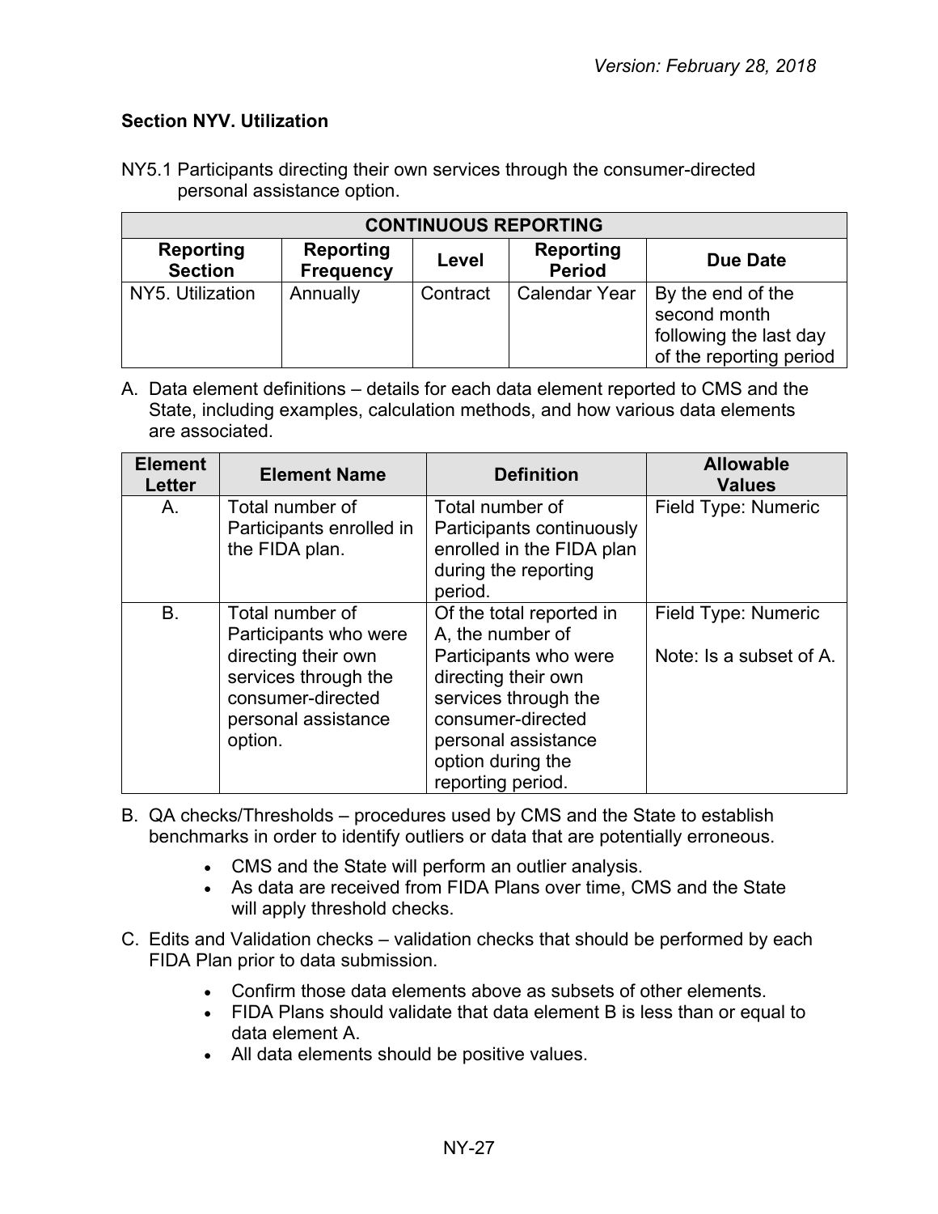### Section NYV. Utilization

NY5.1 Participants directing their own services through the consumer-directed personal assistance option.

| CONTINUOUS REPORTING | | | | |
|---|---|---|---|---|
| **Reporting Section** | **Reporting Frequency** | **Level** | **Reporting Period** | **Due Date** |
| NY5. Utilization | Annually | Contract | Calendar Year | By the end of the second month following the last day of the reporting period |

A. Data element definitions – details for each data element reported to CMS and the State, including examples, calculation methods, and how various data elements are associated.

| Element Letter | Element Name | Definition | Allowable Values |
|---|---|---|---|
| A. | Total number of Participants enrolled in the FIDA plan. | Total number of Participants continuously enrolled in the FIDA plan during the reporting period. | Field Type: Numeric |
| B. | Total number of Participants who were directing their own services through the consumer-directed personal assistance option. | Of the total reported in A, the number of Participants who were directing their own services through the consumer-directed personal assistance option during the reporting period. | Field Type: Numeric<br><br>Note: Is a subset of A. |

B. QA checks/Thresholds – procedures used by CMS and the State to establish benchmarks in order to identify outliers or data that are potentially erroneous.

- CMS and the State will perform an outlier analysis.
- As data are received from FIDA Plans over time, CMS and the State will apply threshold checks.

C. Edits and Validation checks – validation checks that should be performed by each FIDA Plan prior to data submission.

- Confirm those data elements above as subsets of other elements.
- FIDA Plans should validate that data element B is less than or equal to data element A.
- All data elements should be positive values.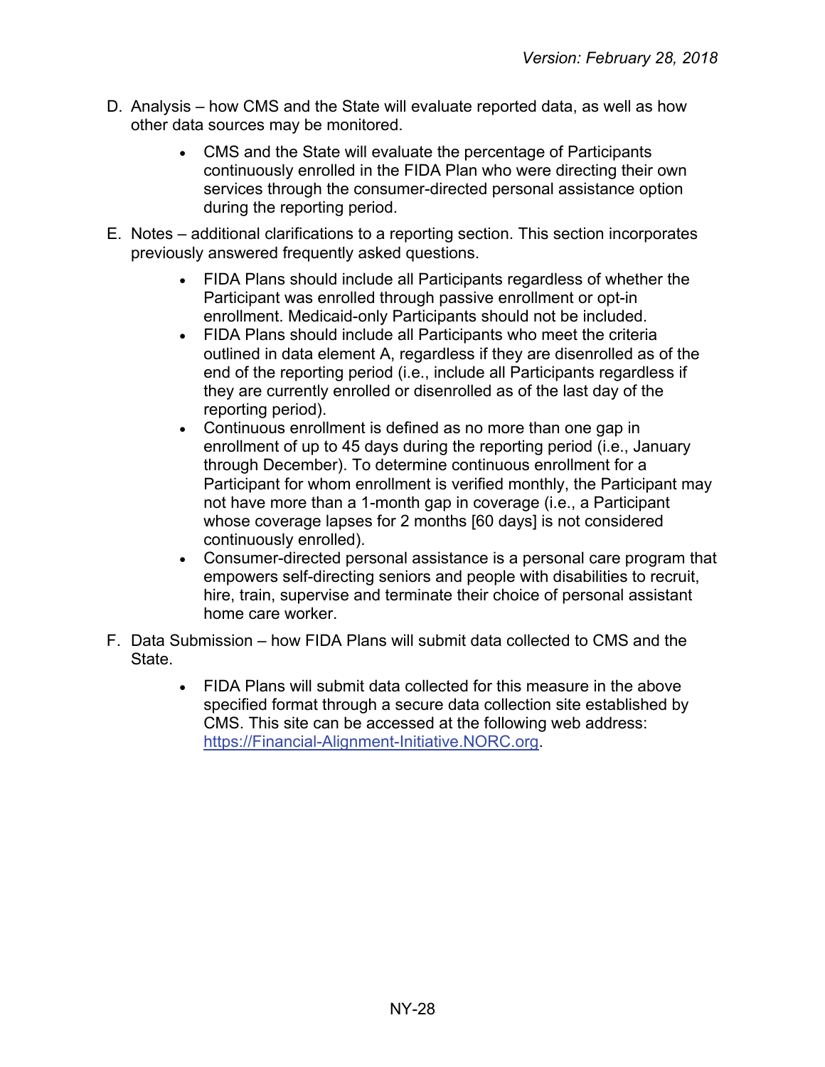D. Analysis – how CMS and the State will evaluate reported data, as well as how other data sources may be monitored.

- CMS and the State will evaluate the percentage of Participants continuously enrolled in the FIDA Plan who were directing their own services through the consumer-directed personal assistance option during the reporting period.

E. Notes – additional clarifications to a reporting section. This section incorporates previously answered frequently asked questions.

- FIDA Plans should include all Participants regardless of whether the Participant was enrolled through passive enrollment or opt-in enrollment. Medicaid-only Participants should not be included.
- FIDA Plans should include all Participants who meet the criteria outlined in data element A, regardless if they are disenrolled as of the end of the reporting period (i.e., include all Participants regardless if they are currently enrolled or disenrolled as of the last day of the reporting period).
- Continuous enrollment is defined as no more than one gap in enrollment of up to 45 days during the reporting period (i.e., January through December). To determine continuous enrollment for a Participant for whom enrollment is verified monthly, the Participant may not have more than a 1-month gap in coverage (i.e., a Participant whose coverage lapses for 2 months [60 days] is not considered continuously enrolled).
- Consumer-directed personal assistance is a personal care program that empowers self-directing seniors and people with disabilities to recruit, hire, train, supervise and terminate their choice of personal assistant home care worker.

F. Data Submission – how FIDA Plans will submit data collected to CMS and the State.

- FIDA Plans will submit data collected for this measure in the above specified format through a secure data collection site established by CMS. This site can be accessed at the following web address: [https://Financial-Alignment-Initiative.NORC.org](https://Financial-Alignment-Initiative.NORC.org).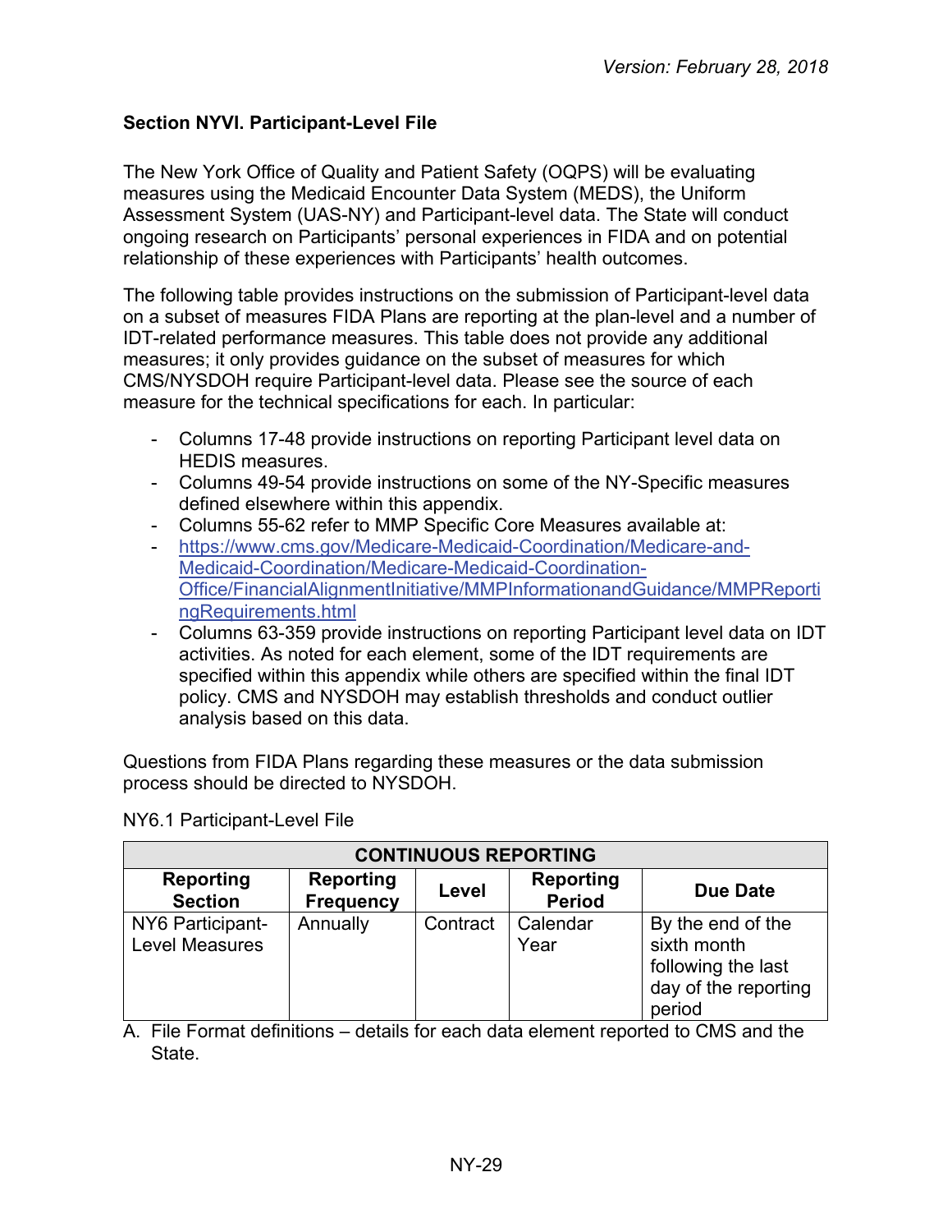## Section NYVI. Participant-Level File

The New York Office of Quality and Patient Safety (OQPS) will be evaluating measures using the Medicaid Encounter Data System (MEDS), the Uniform Assessment System (UAS-NY) and Participant-level data. The State will conduct ongoing research on Participants' personal experiences in FIDA and on potential relationship of these experiences with Participants' health outcomes.

The following table provides instructions on the submission of Participant-level data on a subset of measures FIDA Plans are reporting at the plan-level and a number of IDT-related performance measures. This table does not provide any additional measures; it only provides guidance on the subset of measures for which CMS/NYSDOH require Participant-level data. Please see the source of each measure for the technical specifications for each. In particular:

- Columns 17-48 provide instructions on reporting Participant level data on HEDIS measures.
- Columns 49-54 provide instructions on some of the NY-Specific measures defined elsewhere within this appendix.
- Columns 55-62 refer to MMP Specific Core Measures available at:
- https://www.cms.gov/Medicare-Medicaid-Coordination/Medicare-and-Medicaid-Coordination/Medicare-Medicaid-Coordination-Office/FinancialAlignmentInitiative/MMPInformationandGuidance/MMPReportingRequirements.html
- Columns 63-359 provide instructions on reporting Participant level data on IDT activities. As noted for each element, some of the IDT requirements are specified within this appendix while others are specified within the final IDT policy. CMS and NYSDOH may establish thresholds and conduct outlier analysis based on this data.

Questions from FIDA Plans regarding these measures or the data submission process should be directed to NYSDOH.

NY6.1 Participant-Level File

| CONTINUOUS REPORTING | | | | |
|---|---|---|---|---|
| **Reporting Section** | **Reporting Frequency** | **Level** | **Reporting Period** | **Due Date** |
| NY6 Participant-Level Measures | Annually | Contract | Calendar Year | By the end of the sixth month following the last day of the reporting period |

A. File Format definitions – details for each data element reported to CMS and the State.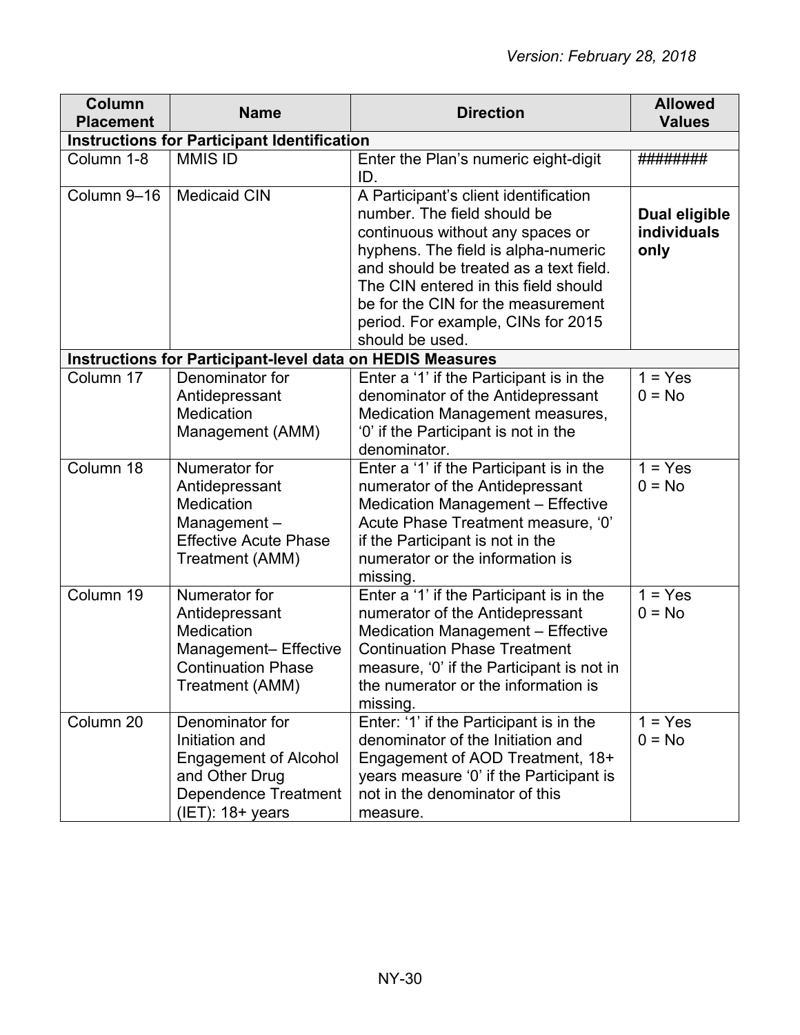*Version: February 28, 2018*

| Column Placement | Name | Direction | Allowed Values |
|---|---|---|---|
| **Instructions for Participant Identification** | | | |
| Column 1-8 | MMIS ID | Enter the Plan's numeric eight-digit ID. | ######## |
| Column 9–16 | Medicaid CIN | A Participant's client identification number. The field should be continuous without any spaces or hyphens. The field is alpha-numeric and should be treated as a text field. The CIN entered in this field should be for the CIN for the measurement period. For example, CINs for 2015 should be used. | **Dual eligible individuals only** |
| **Instructions for Participant-level data on HEDIS Measures** | | | |
| Column 17 | Denominator for Antidepressant Medication Management (AMM) | Enter a '1' if the Participant is in the denominator of the Antidepressant Medication Management measures, '0' if the Participant is not in the denominator. | 1 = Yes<br>0 = No |
| Column 18 | Numerator for Antidepressant Medication Management – Effective Acute Phase Treatment (AMM) | Enter a '1' if the Participant is in the numerator of the Antidepressant Medication Management – Effective Acute Phase Treatment measure, '0' if the Participant is not in the numerator or the information is missing. | 1 = Yes<br>0 = No |
| Column 19 | Numerator for Antidepressant Medication Management– Effective Continuation Phase Treatment (AMM) | Enter a '1' if the Participant is in the numerator of the Antidepressant Medication Management – Effective Continuation Phase Treatment measure, '0' if the Participant is not in the numerator or the information is missing. | 1 = Yes<br>0 = No |
| Column 20 | Denominator for Initiation and Engagement of Alcohol and Other Drug Dependence Treatment (IET): 18+ years | Enter: '1' if the Participant is in the denominator of the Initiation and Engagement of AOD Treatment, 18+ years measure '0' if the Participant is not in the denominator of this measure. | 1 = Yes<br>0 = No |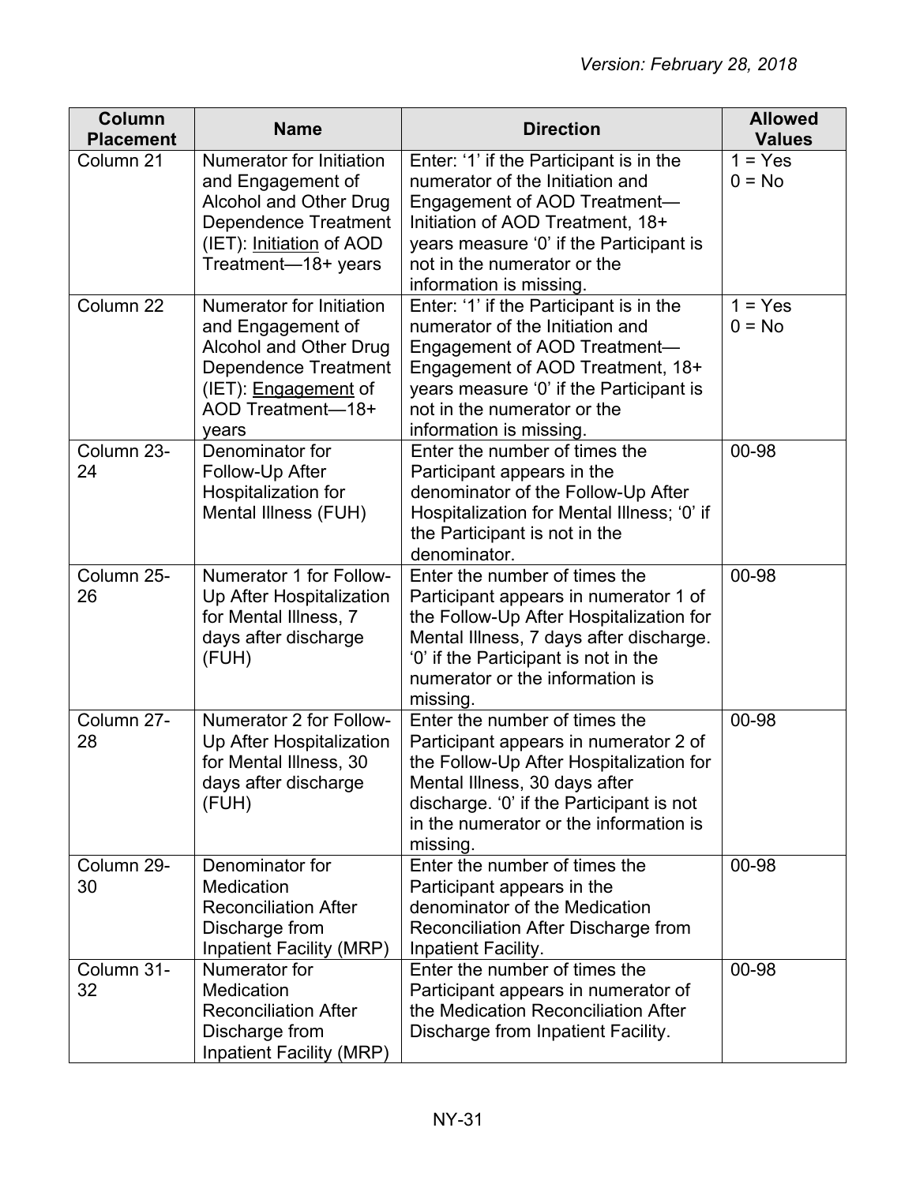| Column Placement | Name | Direction | Allowed Values |
|---|---|---|---|
| Column 21 | Numerator for Initiation and Engagement of Alcohol and Other Drug Dependence Treatment (IET): Initiation of AOD Treatment—18+ years | Enter: '1' if the Participant is in the numerator of the Initiation and Engagement of AOD Treatment—Initiation of AOD Treatment, 18+ years measure '0' if the Participant is not in the numerator or the information is missing. | 1 = Yes<br>0 = No |
| Column 22 | Numerator for Initiation and Engagement of Alcohol and Other Drug Dependence Treatment (IET): Engagement of AOD Treatment—18+ years | Enter: '1' if the Participant is in the numerator of the Initiation and Engagement of AOD Treatment—Engagement of AOD Treatment, 18+ years measure '0' if the Participant is not in the numerator or the information is missing. | 1 = Yes<br>0 = No |
| Column 23-24 | Denominator for Follow-Up After Hospitalization for Mental Illness (FUH) | Enter the number of times the Participant appears in the denominator of the Follow-Up After Hospitalization for Mental Illness; '0' if the Participant is not in the denominator. | 00-98 |
| Column 25-26 | Numerator 1 for Follow-Up After Hospitalization for Mental Illness, 7 days after discharge (FUH) | Enter the number of times the Participant appears in numerator 1 of the Follow-Up After Hospitalization for Mental Illness, 7 days after discharge. '0' if the Participant is not in the numerator or the information is missing. | 00-98 |
| Column 27-28 | Numerator 2 for Follow-Up After Hospitalization for Mental Illness, 30 days after discharge (FUH) | Enter the number of times the Participant appears in numerator 2 of the Follow-Up After Hospitalization for Mental Illness, 30 days after discharge. '0' if the Participant is not in the numerator or the information is missing. | 00-98 |
| Column 29-30 | Denominator for Medication Reconciliation After Discharge from Inpatient Facility (MRP) | Enter the number of times the Participant appears in the denominator of the Medication Reconciliation After Discharge from Inpatient Facility. | 00-98 |
| Column 31-32 | Numerator for Medication Reconciliation After Discharge from Inpatient Facility (MRP) | Enter the number of times the Participant appears in numerator of the Medication Reconciliation After Discharge from Inpatient Facility. | 00-98 |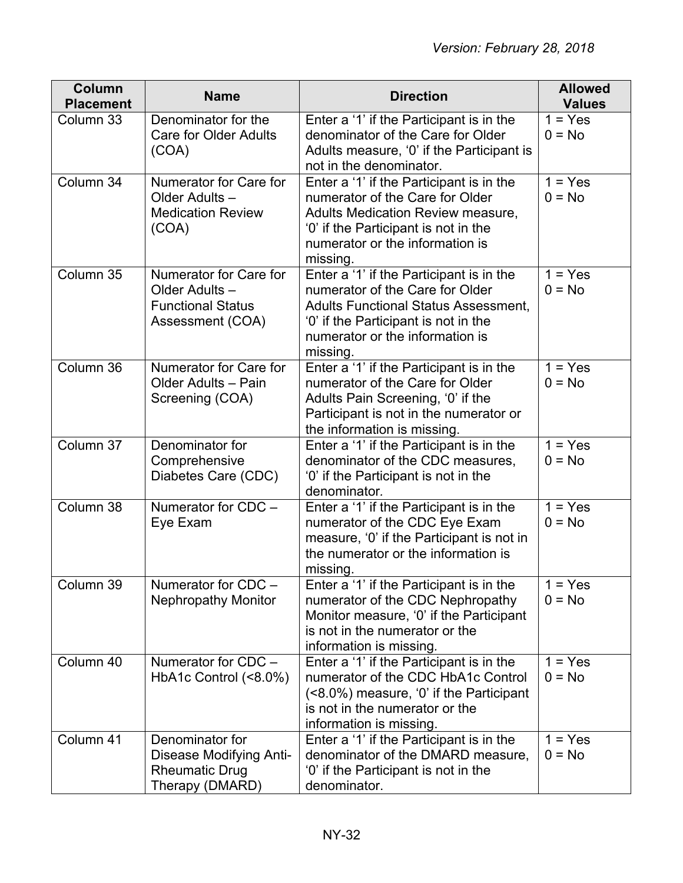| Column Placement | Name | Direction | Allowed Values |
|---|---|---|---|
| Column 33 | Denominator for the Care for Older Adults (COA) | Enter a '1' if the Participant is in the denominator of the Care for Older Adults measure, '0' if the Participant is not in the denominator. | 1 = Yes<br>0 = No |
| Column 34 | Numerator for Care for Older Adults – Medication Review (COA) | Enter a '1' if the Participant is in the numerator of the Care for Older Adults Medication Review measure, '0' if the Participant is not in the numerator or the information is missing. | 1 = Yes<br>0 = No |
| Column 35 | Numerator for Care for Older Adults – Functional Status Assessment (COA) | Enter a '1' if the Participant is in the numerator of the Care for Older Adults Functional Status Assessment, '0' if the Participant is not in the numerator or the information is missing. | 1 = Yes<br>0 = No |
| Column 36 | Numerator for Care for Older Adults – Pain Screening (COA) | Enter a '1' if the Participant is in the numerator of the Care for Older Adults Pain Screening, '0' if the Participant is not in the numerator or the information is missing. | 1 = Yes<br>0 = No |
| Column 37 | Denominator for Comprehensive Diabetes Care (CDC) | Enter a '1' if the Participant is in the denominator of the CDC measures, '0' if the Participant is not in the denominator. | 1 = Yes<br>0 = No |
| Column 38 | Numerator for CDC – Eye Exam | Enter a '1' if the Participant is in the numerator of the CDC Eye Exam measure, '0' if the Participant is not in the numerator or the information is missing. | 1 = Yes<br>0 = No |
| Column 39 | Numerator for CDC – Nephropathy Monitor | Enter a '1' if the Participant is in the numerator of the CDC Nephropathy Monitor measure, '0' if the Participant is not in the numerator or the information is missing. | 1 = Yes<br>0 = No |
| Column 40 | Numerator for CDC – HbA1c Control (<8.0%) | Enter a '1' if the Participant is in the numerator of the CDC HbA1c Control (<8.0%) measure, '0' if the Participant is not in the numerator or the information is missing. | 1 = Yes<br>0 = No |
| Column 41 | Denominator for Disease Modifying Anti-Rheumatic Drug Therapy (DMARD) | Enter a '1' if the Participant is in the denominator of the DMARD measure, '0' if the Participant is not in the denominator. | 1 = Yes<br>0 = No |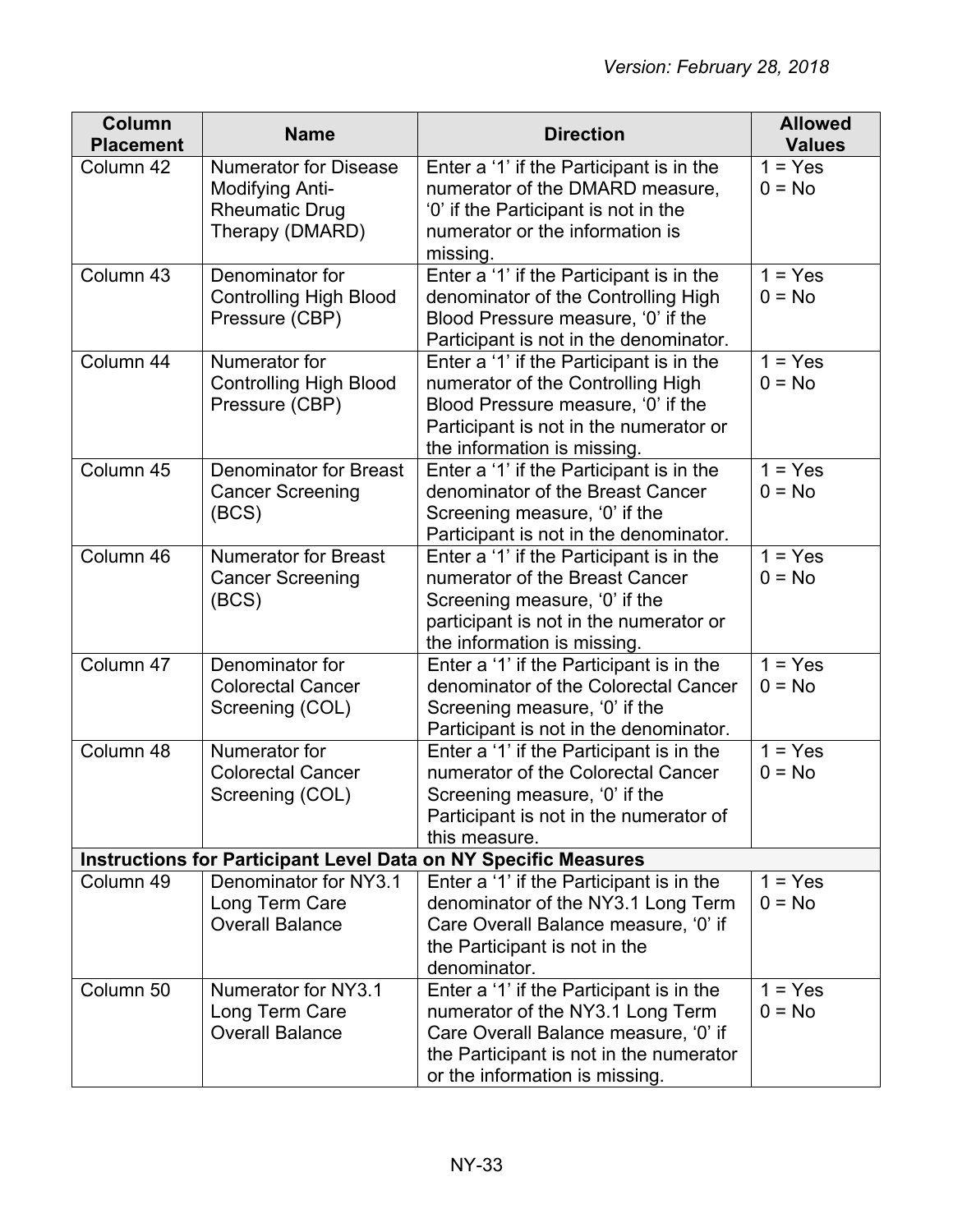| Column Placement | Name | Direction | Allowed Values |
|---|---|---|---|
| Column 42 | Numerator for Disease Modifying Anti-Rheumatic Drug Therapy (DMARD) | Enter a '1' if the Participant is in the numerator of the DMARD measure, '0' if the Participant is not in the numerator or the information is missing. | 1 = Yes<br>0 = No |
| Column 43 | Denominator for Controlling High Blood Pressure (CBP) | Enter a '1' if the Participant is in the denominator of the Controlling High Blood Pressure measure, '0' if the Participant is not in the denominator. | 1 = Yes<br>0 = No |
| Column 44 | Numerator for Controlling High Blood Pressure (CBP) | Enter a '1' if the Participant is in the numerator of the Controlling High Blood Pressure measure, '0' if the Participant is not in the numerator or the information is missing. | 1 = Yes<br>0 = No |
| Column 45 | Denominator for Breast Cancer Screening (BCS) | Enter a '1' if the Participant is in the denominator of the Breast Cancer Screening measure, '0' if the Participant is not in the denominator. | 1 = Yes<br>0 = No |
| Column 46 | Numerator for Breast Cancer Screening (BCS) | Enter a '1' if the Participant is in the numerator of the Breast Cancer Screening measure, '0' if the participant is not in the numerator or the information is missing. | 1 = Yes<br>0 = No |
| Column 47 | Denominator for Colorectal Cancer Screening (COL) | Enter a '1' if the Participant is in the denominator of the Colorectal Cancer Screening measure, '0' if the Participant is not in the denominator. | 1 = Yes<br>0 = No |
| Column 48 | Numerator for Colorectal Cancer Screening (COL) | Enter a '1' if the Participant is in the numerator of the Colorectal Cancer Screening measure, '0' if the Participant is not in the numerator of this measure. | 1 = Yes<br>0 = No |
| **Instructions for Participant Level Data on NY Specific Measures** | | | |
| Column 49 | Denominator for NY3.1 Long Term Care Overall Balance | Enter a '1' if the Participant is in the denominator of the NY3.1 Long Term Care Overall Balance measure, '0' if the Participant is not in the denominator. | 1 = Yes<br>0 = No |
| Column 50 | Numerator for NY3.1 Long Term Care Overall Balance | Enter a '1' if the Participant is in the numerator of the NY3.1 Long Term Care Overall Balance measure, '0' if the Participant is not in the numerator or the information is missing. | 1 = Yes<br>0 = No |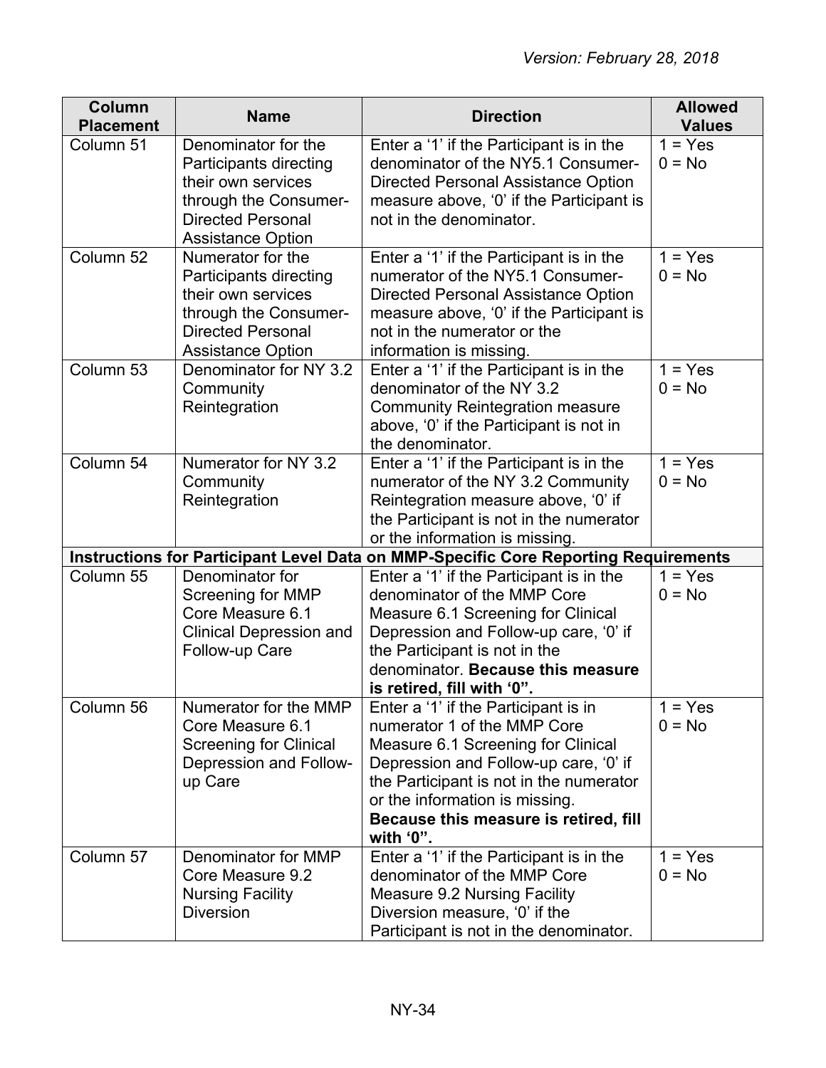| Column Placement | Name | Direction | Allowed Values |
|---|---|---|---|
| Column 51 | Denominator for the Participants directing their own services through the Consumer-Directed Personal Assistance Option | Enter a '1' if the Participant is in the denominator of the NY5.1 Consumer-Directed Personal Assistance Option measure above, '0' if the Participant is not in the denominator. | 1 = Yes<br>0 = No |
| Column 52 | Numerator for the Participants directing their own services through the Consumer-Directed Personal Assistance Option | Enter a '1' if the Participant is in the numerator of the NY5.1 Consumer-Directed Personal Assistance Option measure above, '0' if the Participant is not in the numerator or the information is missing. | 1 = Yes<br>0 = No |
| Column 53 | Denominator for NY 3.2 Community Reintegration | Enter a '1' if the Participant is in the denominator of the NY 3.2 Community Reintegration measure above, '0' if the Participant is not in the denominator. | 1 = Yes<br>0 = No |
| Column 54 | Numerator for NY 3.2 Community Reintegration | Enter a '1' if the Participant is in the numerator of the NY 3.2 Community Reintegration measure above, '0' if the Participant is not in the numerator or the information is missing. | 1 = Yes<br>0 = No |
| **Instructions for Participant Level Data on MMP-Specific Core Reporting Requirements** | | | |
| Column 55 | Denominator for Screening for MMP Core Measure 6.1 Clinical Depression and Follow-up Care | Enter a '1' if the Participant is in the denominator of the MMP Core Measure 6.1 Screening for Clinical Depression and Follow-up care, '0' if the Participant is not in the denominator. **Because this measure is retired, fill with '0".** | 1 = Yes<br>0 = No |
| Column 56 | Numerator for the MMP Core Measure 6.1 Screening for Clinical Depression and Follow-up Care | Enter a '1' if the Participant is in numerator 1 of the MMP Core Measure 6.1 Screening for Clinical Depression and Follow-up care, '0' if the Participant is not in the numerator or the information is missing. **Because this measure is retired, fill with '0".** | 1 = Yes<br>0 = No |
| Column 57 | Denominator for MMP Core Measure 9.2 Nursing Facility Diversion | Enter a '1' if the Participant is in the denominator of the MMP Core Measure 9.2 Nursing Facility Diversion measure, '0' if the Participant is not in the denominator. | 1 = Yes<br>0 = No |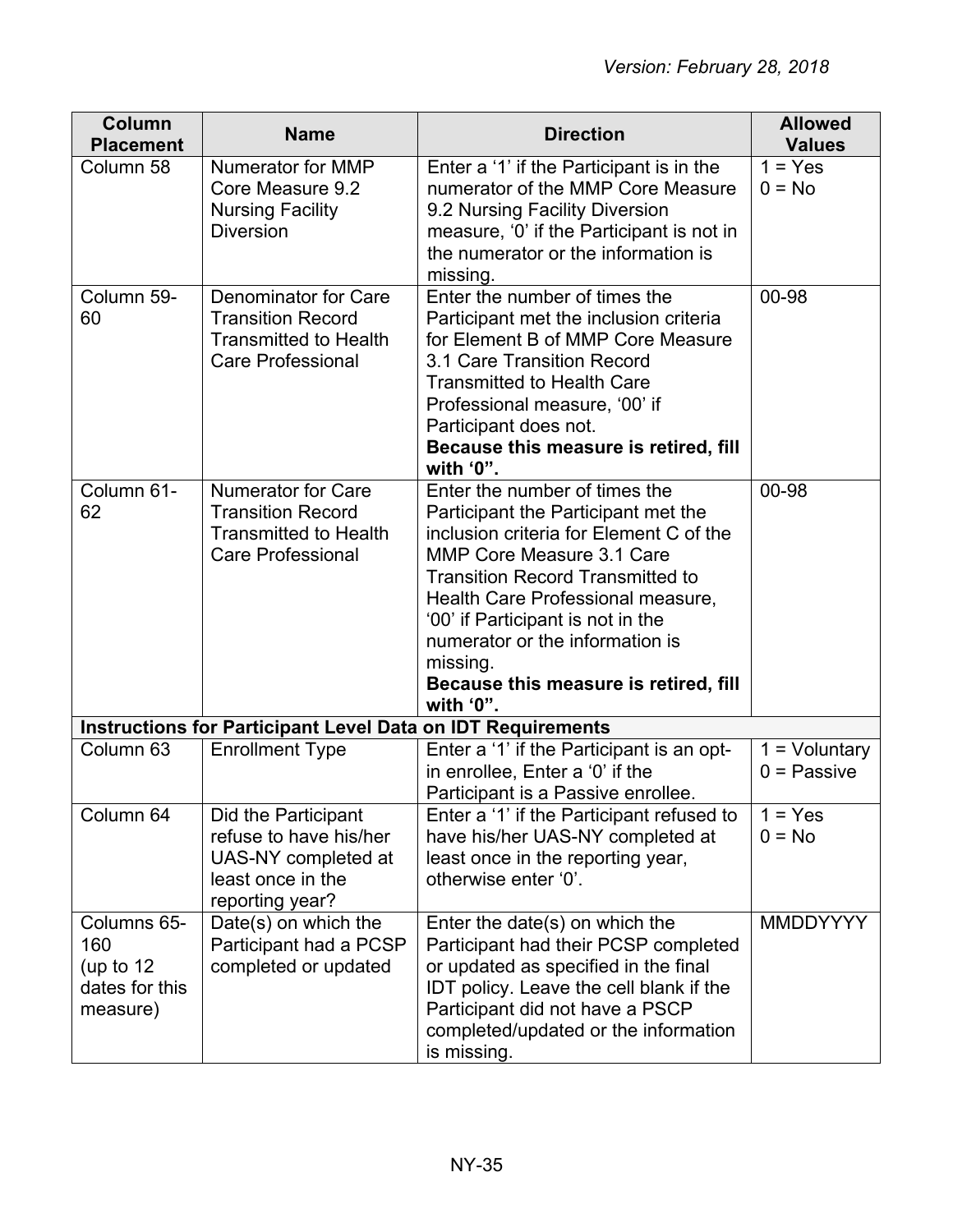| Column Placement | Name | Direction | Allowed Values |
|---|---|---|---|
| Column 58 | Numerator for MMP Core Measure 9.2 Nursing Facility Diversion | Enter a '1' if the Participant is in the numerator of the MMP Core Measure 9.2 Nursing Facility Diversion measure, '0' if the Participant is not in the numerator or the information is missing. | 1 = Yes<br>0 = No |
| Column 59-60 | Denominator for Care Transition Record Transmitted to Health Care Professional | Enter the number of times the Participant met the inclusion criteria for Element B of MMP Core Measure 3.1 Care Transition Record Transmitted to Health Care Professional measure, '00' if Participant does not.<br>**Because this measure is retired, fill with '0".** | 00-98 |
| Column 61-62 | Numerator for Care Transition Record Transmitted to Health Care Professional | Enter the number of times the Participant the Participant met the inclusion criteria for Element C of the MMP Core Measure 3.1 Care Transition Record Transmitted to Health Care Professional measure, '00' if Participant is not in the numerator or the information is missing.<br>**Because this measure is retired, fill with '0".** | 00-98 |
| **Instructions for Participant Level Data on IDT Requirements** | | | |
| Column 63 | Enrollment Type | Enter a '1' if the Participant is an opt-in enrollee, Enter a '0' if the Participant is a Passive enrollee. | 1 = Voluntary<br>0 = Passive |
| Column 64 | Did the Participant refuse to have his/her UAS-NY completed at least once in the reporting year? | Enter a '1' if the Participant refused to have his/her UAS-NY completed at least once in the reporting year, otherwise enter '0'. | 1 = Yes<br>0 = No |
| Columns 65-160 (up to 12 dates for this measure) | Date(s) on which the Participant had a PCSP completed or updated | Enter the date(s) on which the Participant had their PCSP completed or updated as specified in the final IDT policy. Leave the cell blank if the Participant did not have a PSCP completed/updated or the information is missing. | MMDDYYYY |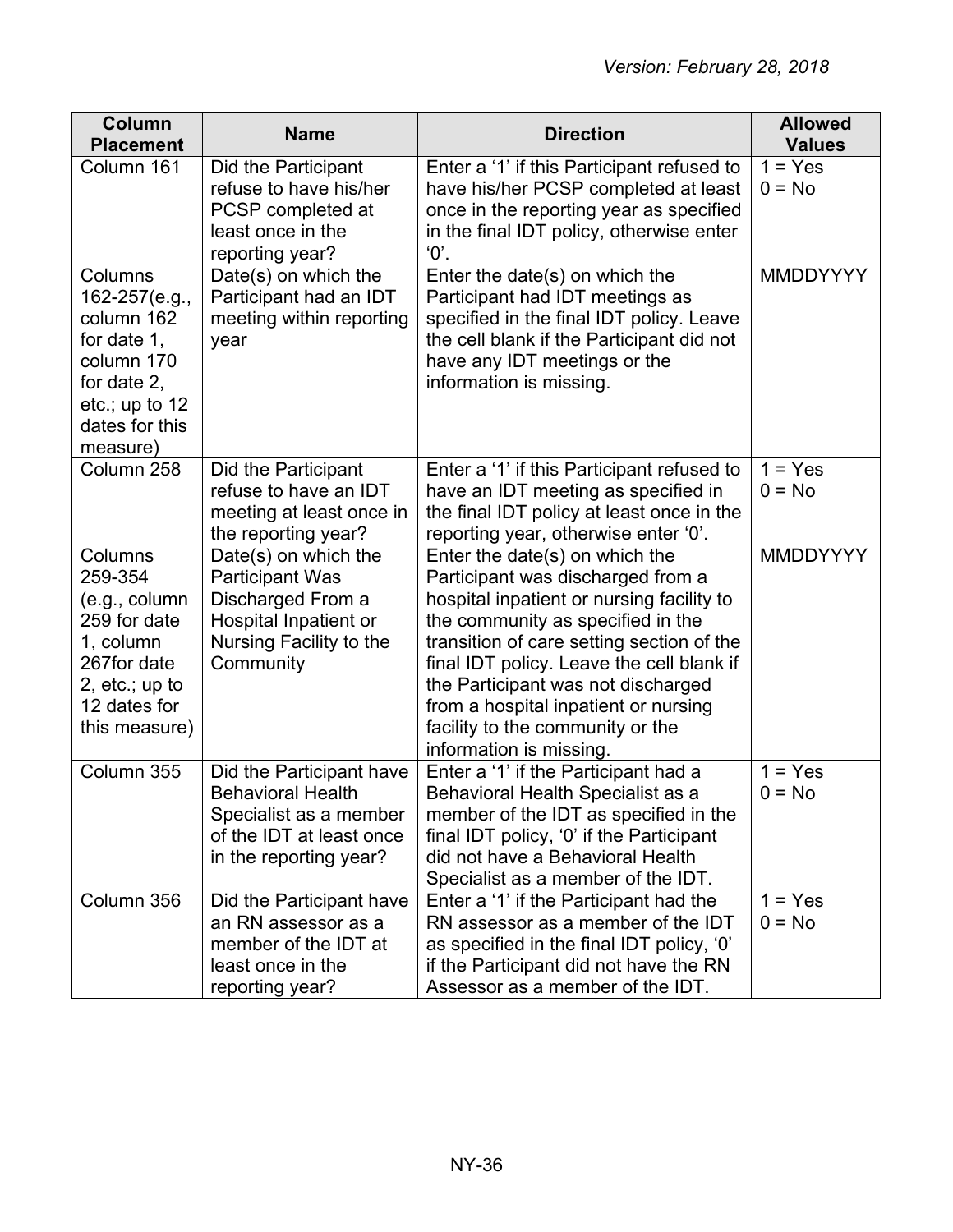| Column Placement | Name | Direction | Allowed Values |
| --- | --- | --- | --- |
| Column 161 | Did the Participant refuse to have his/her PCSP completed at least once in the reporting year? | Enter a '1' if this Participant refused to have his/her PCSP completed at least once in the reporting year as specified in the final IDT policy, otherwise enter '0'. | 1 = Yes<br>0 = No |
| Columns 162-257(e.g., column 162 for date 1, column 170 for date 2, etc.; up to 12 dates for this measure) | Date(s) on which the Participant had an IDT meeting within reporting year | Enter the date(s) on which the Participant had IDT meetings as specified in the final IDT policy. Leave the cell blank if the Participant did not have any IDT meetings or the information is missing. | MMDDYYYY |
| Column 258 | Did the Participant refuse to have an IDT meeting at least once in the reporting year? | Enter a '1' if this Participant refused to have an IDT meeting as specified in the final IDT policy at least once in the reporting year, otherwise enter '0'. | 1 = Yes<br>0 = No |
| Columns 259-354 (e.g., column 259 for date 1, column 267for date 2, etc.; up to 12 dates for this measure) | Date(s) on which the Participant Was Discharged From a Hospital Inpatient or Nursing Facility to the Community | Enter the date(s) on which the Participant was discharged from a hospital inpatient or nursing facility to the community as specified in the transition of care setting section of the final IDT policy. Leave the cell blank if the Participant was not discharged from a hospital inpatient or nursing facility to the community or the information is missing. | MMDDYYYY |
| Column 355 | Did the Participant have Behavioral Health Specialist as a member of the IDT at least once in the reporting year? | Enter a '1' if the Participant had a Behavioral Health Specialist as a member of the IDT as specified in the final IDT policy, '0' if the Participant did not have a Behavioral Health Specialist as a member of the IDT. | 1 = Yes<br>0 = No |
| Column 356 | Did the Participant have an RN assessor as a member of the IDT at least once in the reporting year? | Enter a '1' if the Participant had the RN assessor as a member of the IDT as specified in the final IDT policy, '0' if the Participant did not have the RN Assessor as a member of the IDT. | 1 = Yes<br>0 = No |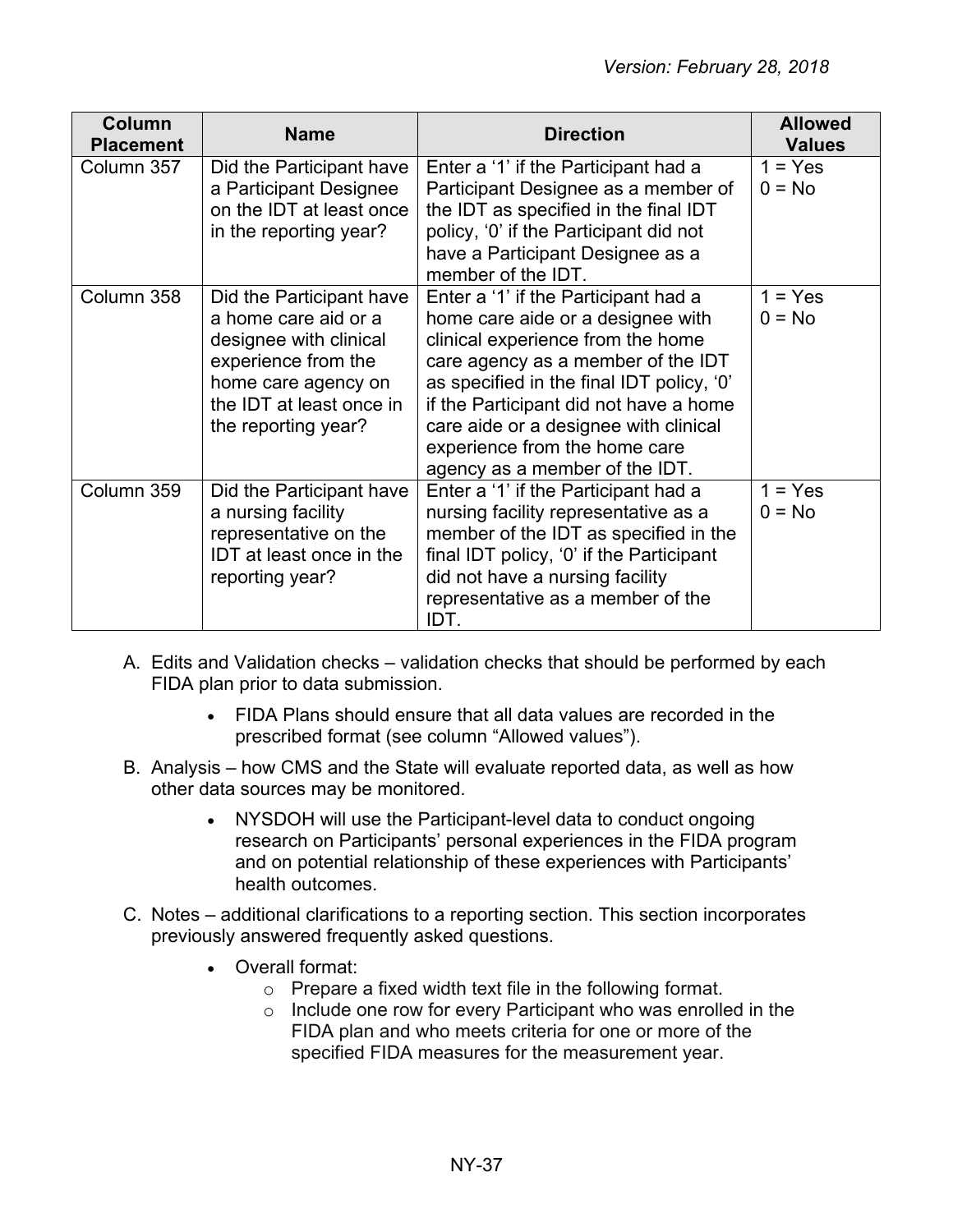| Column Placement | Name | Direction | Allowed Values |
|---|---|---|---|
| Column 357 | Did the Participant have a Participant Designee on the IDT at least once in the reporting year? | Enter a '1' if the Participant had a Participant Designee as a member of the IDT as specified in the final IDT policy, '0' if the Participant did not have a Participant Designee as a member of the IDT. | 1 = Yes<br>0 = No |
| Column 358 | Did the Participant have a home care aid or a designee with clinical experience from the home care agency on the IDT at least once in the reporting year? | Enter a '1' if the Participant had a home care aide or a designee with clinical experience from the home care agency as a member of the IDT as specified in the final IDT policy, '0' if the Participant did not have a home care aide or a designee with clinical experience from the home care agency as a member of the IDT. | 1 = Yes<br>0 = No |
| Column 359 | Did the Participant have a nursing facility representative on the IDT at least once in the reporting year? | Enter a '1' if the Participant had a nursing facility representative as a member of the IDT as specified in the final IDT policy, '0' if the Participant did not have a nursing facility representative as a member of the IDT. | 1 = Yes<br>0 = No |

A. Edits and Validation checks – validation checks that should be performed by each FIDA plan prior to data submission.
    - FIDA Plans should ensure that all data values are recorded in the prescribed format (see column "Allowed values").

B. Analysis – how CMS and the State will evaluate reported data, as well as how other data sources may be monitored.
    - NYSDOH will use the Participant-level data to conduct ongoing research on Participants' personal experiences in the FIDA program and on potential relationship of these experiences with Participants' health outcomes.

C. Notes – additional clarifications to a reporting section. This section incorporates previously answered frequently asked questions.
    - Overall format:
        - Prepare a fixed width text file in the following format.
        - Include one row for every Participant who was enrolled in the FIDA plan and who meets criteria for one or more of the specified FIDA measures for the measurement year.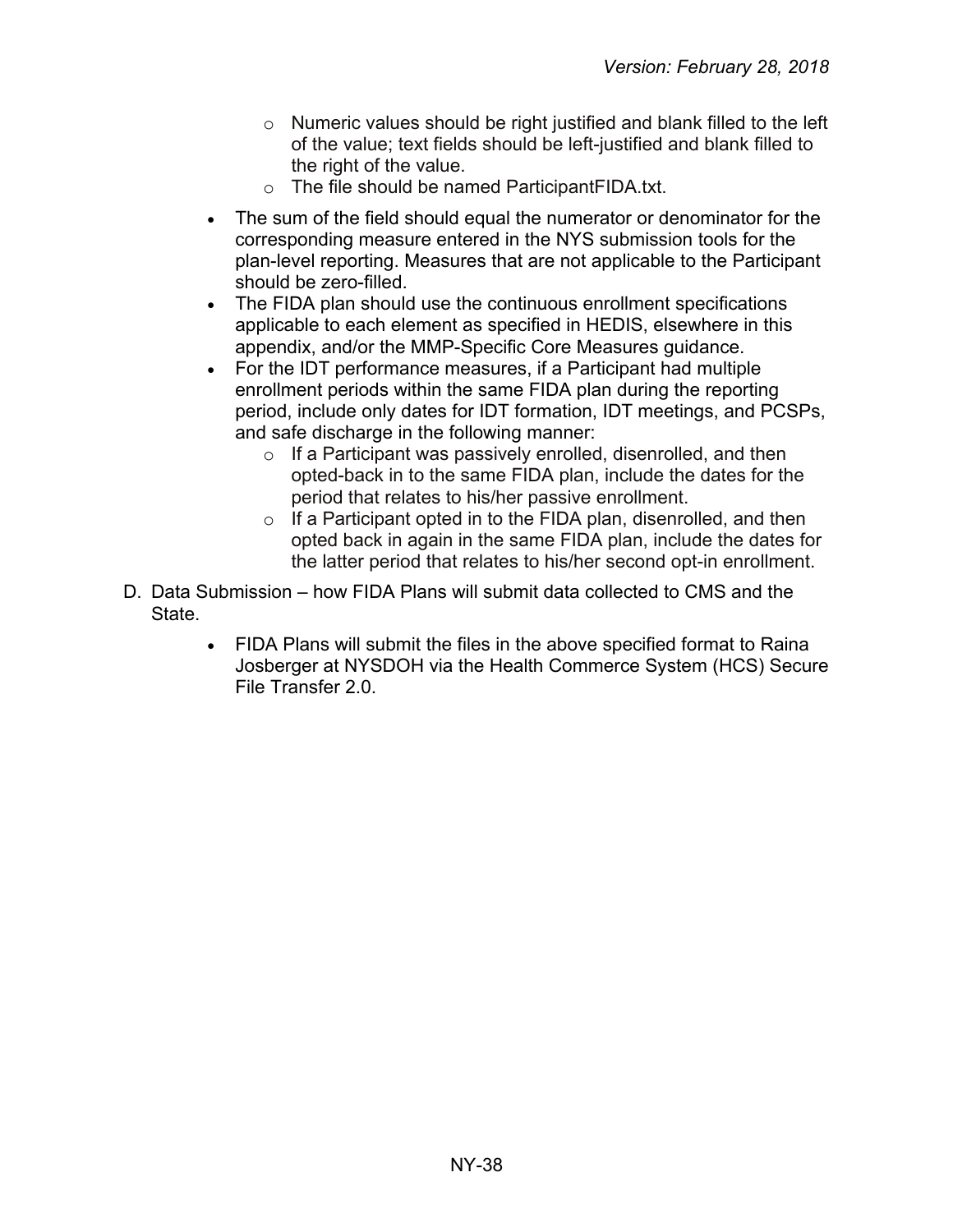- Numeric values should be right justified and blank filled to the left of the value; text fields should be left-justified and blank filled to the right of the value.
    - The file should be named ParticipantFIDA.txt.
- The sum of the field should equal the numerator or denominator for the corresponding measure entered in the NYS submission tools for the plan-level reporting. Measures that are not applicable to the Participant should be zero-filled.
- The FIDA plan should use the continuous enrollment specifications applicable to each element as specified in HEDIS, elsewhere in this appendix, and/or the MMP-Specific Core Measures guidance.
- For the IDT performance measures, if a Participant had multiple enrollment periods within the same FIDA plan during the reporting period, include only dates for IDT formation, IDT meetings, and PCSPs, and safe discharge in the following manner:
    - If a Participant was passively enrolled, disenrolled, and then opted-back in to the same FIDA plan, include the dates for the period that relates to his/her passive enrollment.
    - If a Participant opted in to the FIDA plan, disenrolled, and then opted back in again in the same FIDA plan, include the dates for the latter period that relates to his/her second opt-in enrollment.

D. Data Submission – how FIDA Plans will submit data collected to CMS and the State.

- FIDA Plans will submit the files in the above specified format to Raina Josberger at NYSDOH via the Health Commerce System (HCS) Secure File Transfer 2.0.